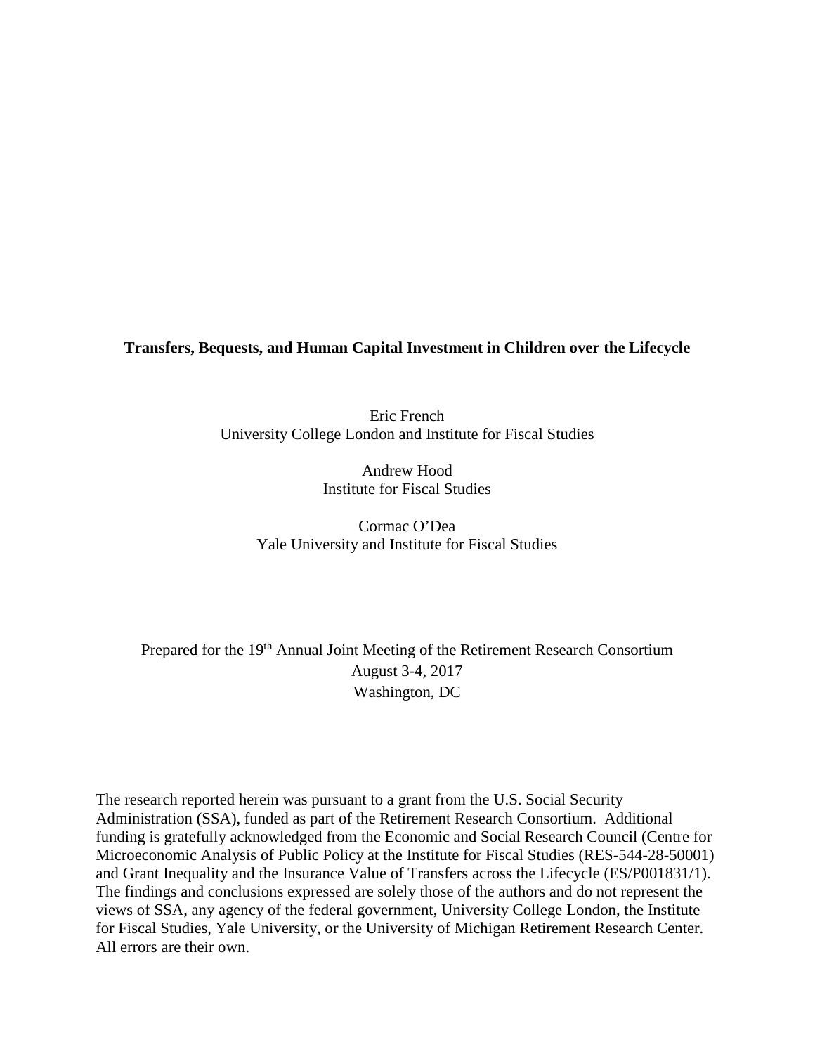**Transfers, Bequests, and Human Capital Investment in Children over the Lifecycle**

Eric French
University College London and Institute for Fiscal Studies

Andrew Hood
Institute for Fiscal Studies

Cormac O'Dea
Yale University and Institute for Fiscal Studies

Prepared for the 19th Annual Joint Meeting of the Retirement Research Consortium
August 3-4, 2017
Washington, DC

The research reported herein was pursuant to a grant from the U.S. Social Security Administration (SSA), funded as part of the Retirement Research Consortium. Additional funding is gratefully acknowledged from the Economic and Social Research Council (Centre for Microeconomic Analysis of Public Policy at the Institute for Fiscal Studies (RES-544-28-50001) and Grant Inequality and the Insurance Value of Transfers across the Lifecycle (ES/P001831/1). The findings and conclusions expressed are solely those of the authors and do not represent the views of SSA, any agency of the federal government, University College London, the Institute for Fiscal Studies, Yale University, or the University of Michigan Retirement Research Center. All errors are their own.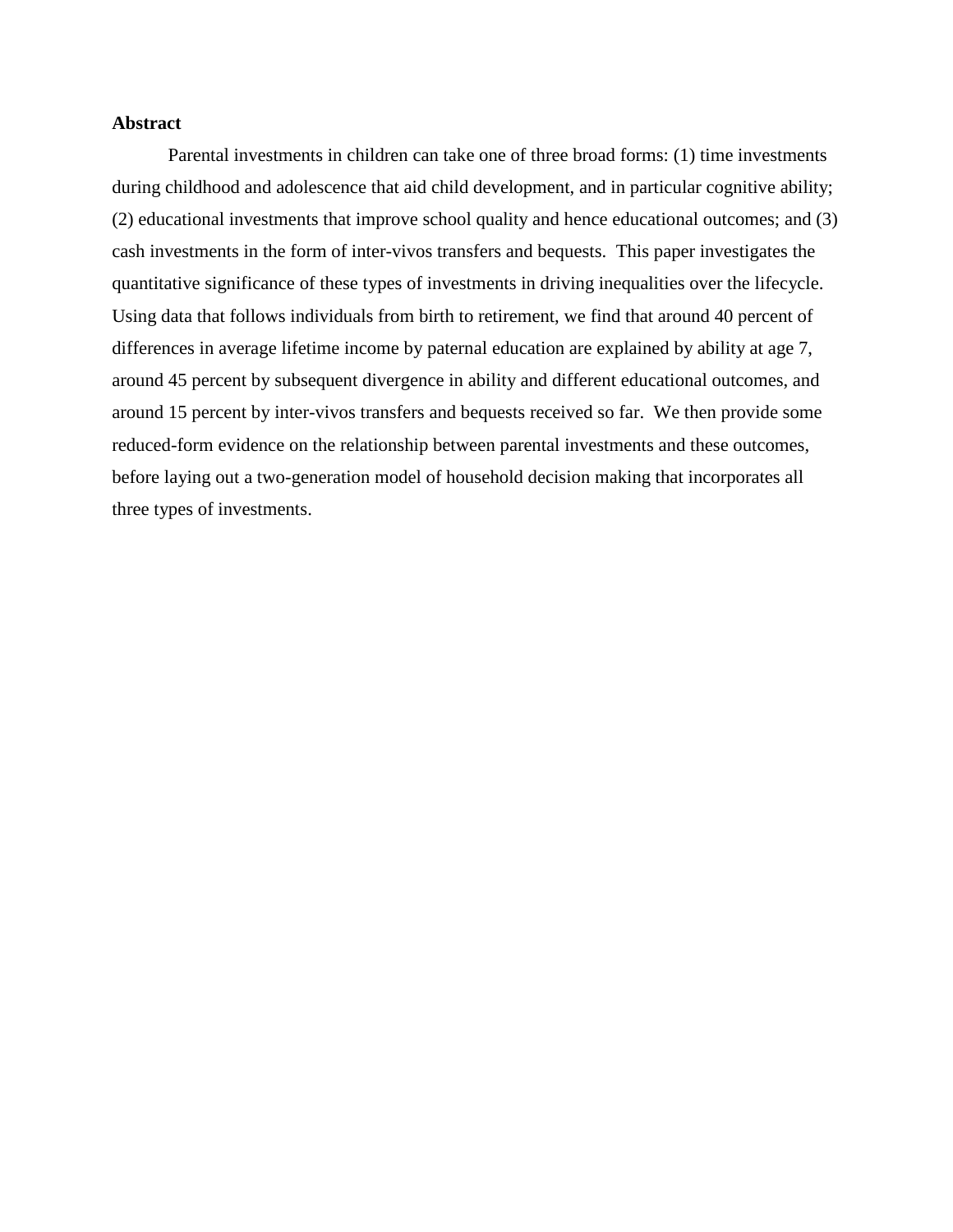**Abstract**

Parental investments in children can take one of three broad forms: (1) time investments during childhood and adolescence that aid child development, and in particular cognitive ability; (2) educational investments that improve school quality and hence educational outcomes; and (3) cash investments in the form of inter-vivos transfers and bequests. This paper investigates the quantitative significance of these types of investments in driving inequalities over the lifecycle. Using data that follows individuals from birth to retirement, we find that around 40 percent of differences in average lifetime income by paternal education are explained by ability at age 7, around 45 percent by subsequent divergence in ability and different educational outcomes, and around 15 percent by inter-vivos transfers and bequests received so far. We then provide some reduced-form evidence on the relationship between parental investments and these outcomes, before laying out a two-generation model of household decision making that incorporates all three types of investments.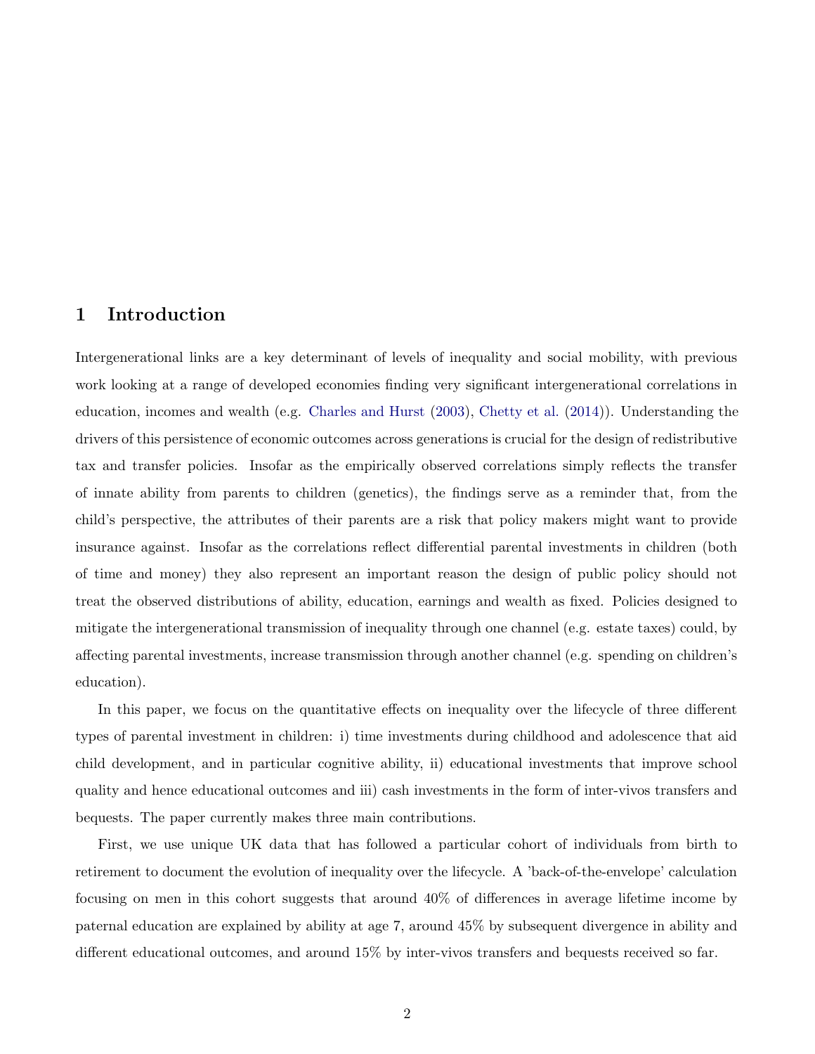# 1 Introduction

Intergenerational links are a key determinant of levels of inequality and social mobility, with previous work looking at a range of developed economies finding very significant intergenerational correlations in education, incomes and wealth (e.g. Charles and Hurst (2003), Chetty et al. (2014)). Understanding the drivers of this persistence of economic outcomes across generations is crucial for the design of redistributive tax and transfer policies. Insofar as the empirically observed correlations simply reflects the transfer of innate ability from parents to children (genetics), the findings serve as a reminder that, from the child's perspective, the attributes of their parents are a risk that policy makers might want to provide insurance against. Insofar as the correlations reflect differential parental investments in children (both of time and money) they also represent an important reason the design of public policy should not treat the observed distributions of ability, education, earnings and wealth as fixed. Policies designed to mitigate the intergenerational transmission of inequality through one channel (e.g. estate taxes) could, by affecting parental investments, increase transmission through another channel (e.g. spending on children's education).

In this paper, we focus on the quantitative effects on inequality over the lifecycle of three different types of parental investment in children: i) time investments during childhood and adolescence that aid child development, and in particular cognitive ability, ii) educational investments that improve school quality and hence educational outcomes and iii) cash investments in the form of inter-vivos transfers and bequests. The paper currently makes three main contributions.

First, we use unique UK data that has followed a particular cohort of individuals from birth to retirement to document the evolution of inequality over the lifecycle. A 'back-of-the-envelope' calculation focusing on men in this cohort suggests that around 40% of differences in average lifetime income by paternal education are explained by ability at age 7, around 45% by subsequent divergence in ability and different educational outcomes, and around 15% by inter-vivos transfers and bequests received so far.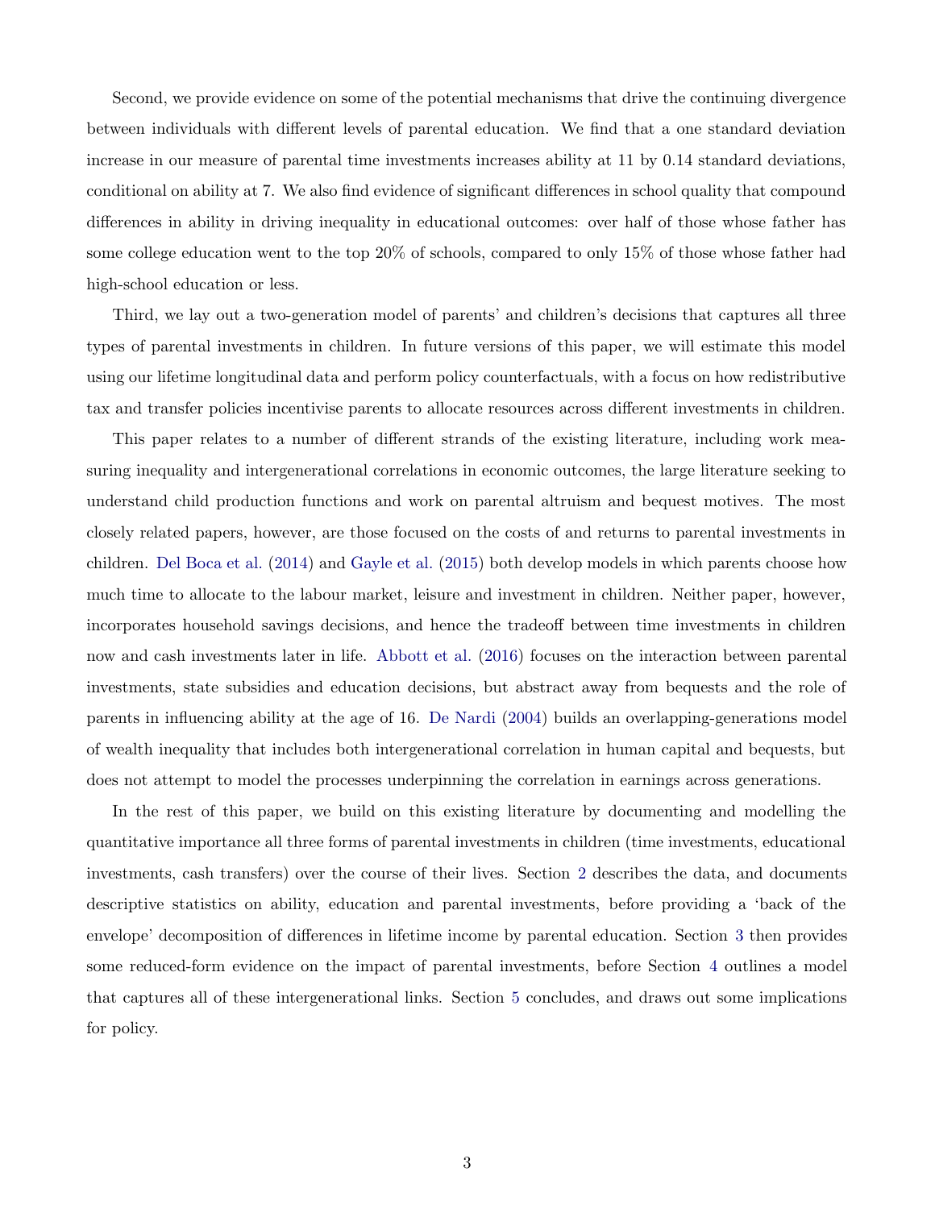Second, we provide evidence on some of the potential mechanisms that drive the continuing divergence between individuals with different levels of parental education. We find that a one standard deviation increase in our measure of parental time investments increases ability at 11 by 0.14 standard deviations, conditional on ability at 7. We also find evidence of significant differences in school quality that compound differences in ability in driving inequality in educational outcomes: over half of those whose father has some college education went to the top 20% of schools, compared to only 15% of those whose father had high-school education or less.

Third, we lay out a two-generation model of parents' and children's decisions that captures all three types of parental investments in children. In future versions of this paper, we will estimate this model using our lifetime longitudinal data and perform policy counterfactuals, with a focus on how redistributive tax and transfer policies incentivise parents to allocate resources across different investments in children.

This paper relates to a number of different strands of the existing literature, including work measuring inequality and intergenerational correlations in economic outcomes, the large literature seeking to understand child production functions and work on parental altruism and bequest motives. The most closely related papers, however, are those focused on the costs of and returns to parental investments in children. Del Boca et al. (2014) and Gayle et al. (2015) both develop models in which parents choose how much time to allocate to the labour market, leisure and investment in children. Neither paper, however, incorporates household savings decisions, and hence the tradeoff between time investments in children now and cash investments later in life. Abbott et al. (2016) focuses on the interaction between parental investments, state subsidies and education decisions, but abstract away from bequests and the role of parents in influencing ability at the age of 16. De Nardi (2004) builds an overlapping-generations model of wealth inequality that includes both intergenerational correlation in human capital and bequests, but does not attempt to model the processes underpinning the correlation in earnings across generations.

In the rest of this paper, we build on this existing literature by documenting and modelling the quantitative importance all three forms of parental investments in children (time investments, educational investments, cash transfers) over the course of their lives. Section 2 describes the data, and documents descriptive statistics on ability, education and parental investments, before providing a 'back of the envelope' decomposition of differences in lifetime income by parental education. Section 3 then provides some reduced-form evidence on the impact of parental investments, before Section 4 outlines a model that captures all of these intergenerational links. Section 5 concludes, and draws out some implications for policy.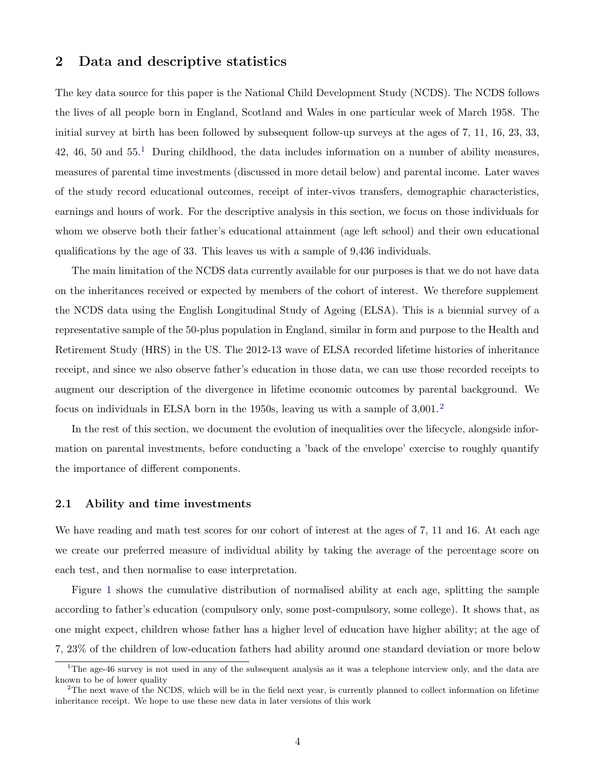## 2 Data and descriptive statistics

The key data source for this paper is the National Child Development Study (NCDS). The NCDS follows the lives of all people born in England, Scotland and Wales in one particular week of March 1958. The initial survey at birth has been followed by subsequent follow-up surveys at the ages of 7, 11, 16, 23, 33, 42, 46, 50 and 55.[1] During childhood, the data includes information on a number of ability measures, measures of parental time investments (discussed in more detail below) and parental income. Later waves of the study record educational outcomes, receipt of inter-vivos transfers, demographic characteristics, earnings and hours of work. For the descriptive analysis in this section, we focus on those individuals for whom we observe both their father's educational attainment (age left school) and their own educational qualifications by the age of 33. This leaves us with a sample of 9,436 individuals.

The main limitation of the NCDS data currently available for our purposes is that we do not have data on the inheritances received or expected by members of the cohort of interest. We therefore supplement the NCDS data using the English Longitudinal Study of Ageing (ELSA). This is a biennial survey of a representative sample of the 50-plus population in England, similar in form and purpose to the Health and Retirement Study (HRS) in the US. The 2012-13 wave of ELSA recorded lifetime histories of inheritance receipt, and since we also observe father's education in those data, we can use those recorded receipts to augment our description of the divergence in lifetime economic outcomes by parental background. We focus on individuals in ELSA born in the 1950s, leaving us with a sample of 3,001.[2]

In the rest of this section, we document the evolution of inequalities over the lifecycle, alongside information on parental investments, before conducting a 'back of the envelope' exercise to roughly quantify the importance of different components.

### 2.1 Ability and time investments

We have reading and math test scores for our cohort of interest at the ages of 7, 11 and 16. At each age we create our preferred measure of individual ability by taking the average of the percentage score on each test, and then normalise to ease interpretation.

Figure 1 shows the cumulative distribution of normalised ability at each age, splitting the sample according to father's education (compulsory only, some post-compulsory, some college). It shows that, as one might expect, children whose father has a higher level of education have higher ability; at the age of 7, 23% of the children of low-education fathers had ability around one standard deviation or more below

[1] The age-46 survey is not used in any of the subsequent analysis as it was a telephone interview only, and the data are known to be of lower quality

[2] The next wave of the NCDS, which will be in the field next year, is currently planned to collect information on lifetime inheritance receipt. We hope to use these new data in later versions of this work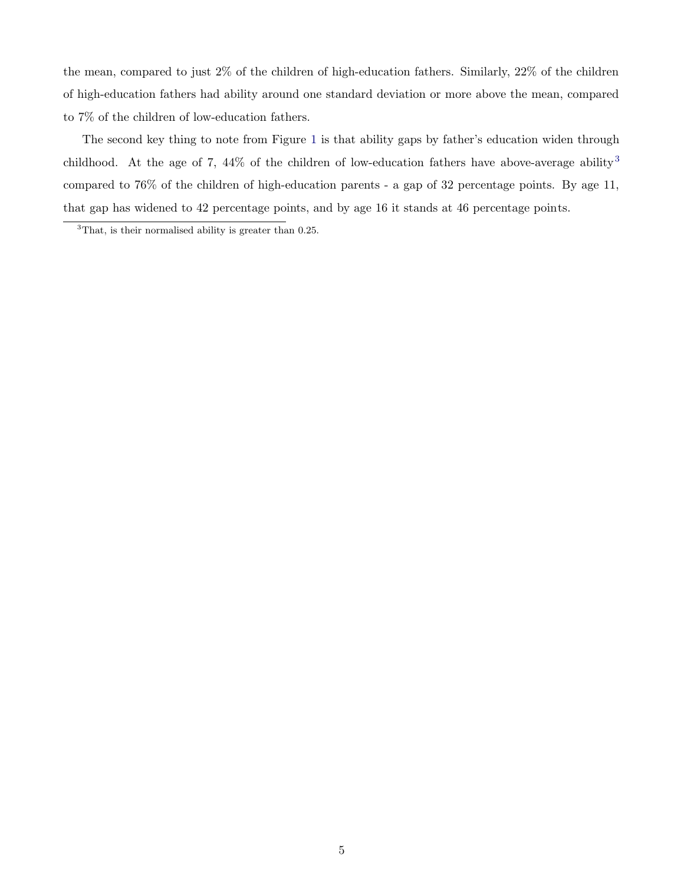the mean, compared to just 2% of the children of high-education fathers. Similarly, 22% of the children of high-education fathers had ability around one standard deviation or more above the mean, compared to 7% of the children of low-education fathers.

The second key thing to note from Figure 1 is that ability gaps by father's education widen through childhood. At the age of 7, 44% of the children of low-education fathers have above-average ability[3] compared to 76% of the children of high-education parents - a gap of 32 percentage points. By age 11, that gap has widened to 42 percentage points, and by age 16 it stands at 46 percentage points.

[3] That, is their normalised ability is greater than 0.25.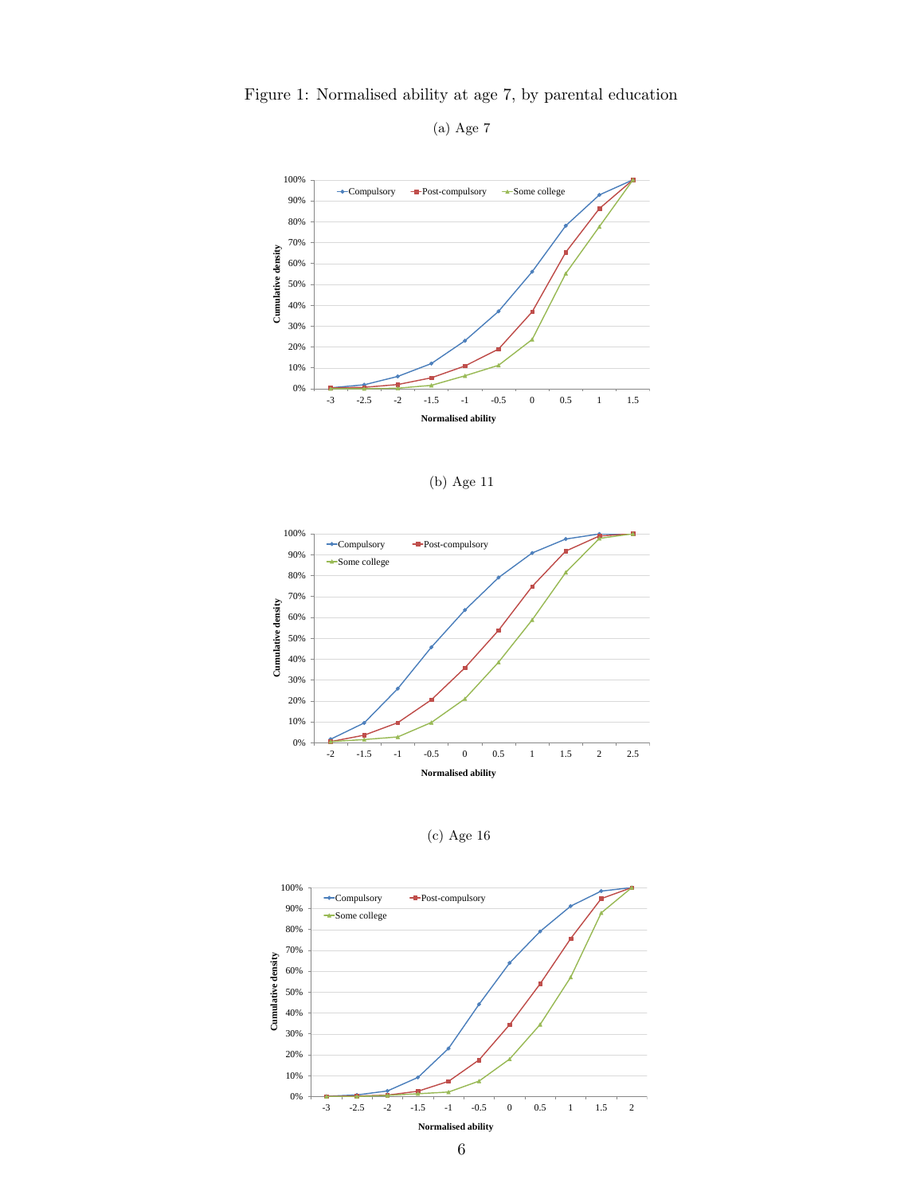Figure 1: Normalised ability at age 7, by parental education

(a) Age 7

(b) Age 11

(c) Age 16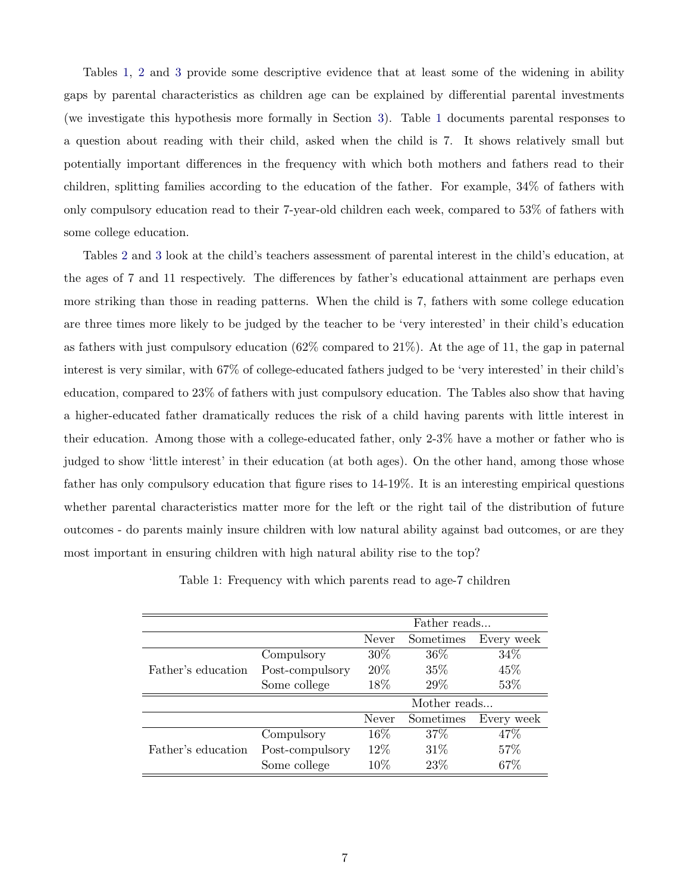Tables 1, 2 and 3 provide some descriptive evidence that at least some of the widening in ability gaps by parental characteristics as children age can be explained by differential parental investments (we investigate this hypothesis more formally in Section 3). Table 1 documents parental responses to a question about reading with their child, asked when the child is 7. It shows relatively small but potentially important differences in the frequency with which both mothers and fathers read to their children, splitting families according to the education of the father. For example, 34% of fathers with only compulsory education read to their 7-year-old children each week, compared to 53% of fathers with some college education.

Tables 2 and 3 look at the child's teachers assessment of parental interest in the child's education, at the ages of 7 and 11 respectively. The differences by father's educational attainment are perhaps even more striking than those in reading patterns. When the child is 7, fathers with some college education are three times more likely to be judged by the teacher to be 'very interested' in their child's education as fathers with just compulsory education (62% compared to 21%). At the age of 11, the gap in paternal interest is very similar, with 67% of college-educated fathers judged to be 'very interested' in their child's education, compared to 23% of fathers with just compulsory education. The Tables also show that having a higher-educated father dramatically reduces the risk of a child having parents with little interest in their education. Among those with a college-educated father, only 2-3% have a mother or father who is judged to show 'little interest' in their education (at both ages). On the other hand, among those whose father has only compulsory education that figure rises to 14-19%. It is an interesting empirical questions whether parental characteristics matter more for the left or the right tail of the distribution of future outcomes - do parents mainly insure children with low natural ability against bad outcomes, or are they most important in ensuring children with high natural ability rise to the top?

Table 1: Frequency with which parents read to age-7 children

| | | Father reads... | | |
|---|---|---|---|---|
| | | Never | Sometimes | Every week |
| Father's education | Compulsory | 30% | 36% | 34% |
| | Post-compulsory | 20% | 35% | 45% |
| | Some college | 18% | 29% | 53% |
| | | **Mother reads...** | | |
| | | Never | Sometimes | Every week |
| Father's education | Compulsory | 16% | 37% | 47% |
| | Post-compulsory | 12% | 31% | 57% |
| | Some college | 10% | 23% | 67% |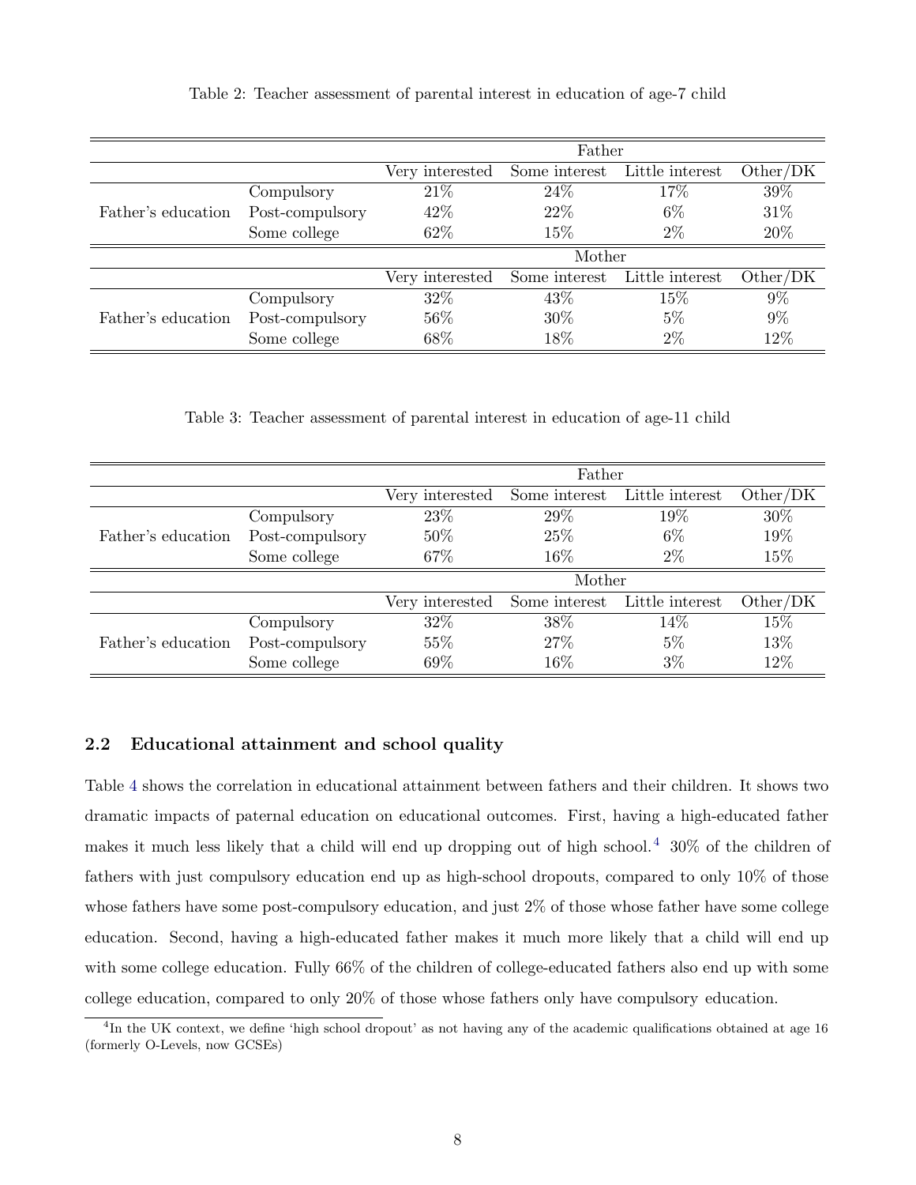Table 2: Teacher assessment of parental interest in education of age-7 child

| | | Father | | | |
|---|---|---|---|---|---|
| | | Very interested | Some interest | Little interest | Other/DK |
| Father's education | Compulsory | 21% | 24% | 17% | 39% |
| | Post-compulsory | 42% | 22% | 6% | 31% |
| | Some college | 62% | 15% | 2% | 20% |
| | | Mother | | | |
| | | Very interested | Some interest | Little interest | Other/DK |
| Father's education | Compulsory | 32% | 43% | 15% | 9% |
| | Post-compulsory | 56% | 30% | 5% | 9% |
| | Some college | 68% | 18% | 2% | 12% |

Table 3: Teacher assessment of parental interest in education of age-11 child

| | | Father | | | |
|---|---|---|---|---|---|
| | | Very interested | Some interest | Little interest | Other/DK |
| Father's education | Compulsory | 23% | 29% | 19% | 30% |
| | Post-compulsory | 50% | 25% | 6% | 19% |
| | Some college | 67% | 16% | 2% | 15% |
| | | Mother | | | |
| | | Very interested | Some interest | Little interest | Other/DK |
| Father's education | Compulsory | 32% | 38% | 14% | 15% |
| | Post-compulsory | 55% | 27% | 5% | 13% |
| | Some college | 69% | 16% | 3% | 12% |

### 2.2 Educational attainment and school quality

Table 4 shows the correlation in educational attainment between fathers and their children. It shows two dramatic impacts of paternal education on educational outcomes. First, having a high-educated father makes it much less likely that a child will end up dropping out of high school.[4] 30% of the children of fathers with just compulsory education end up as high-school dropouts, compared to only 10% of those whose fathers have some post-compulsory education, and just 2% of those whose father have some college education. Second, having a high-educated father makes it much more likely that a child will end up with some college education. Fully 66% of the children of college-educated fathers also end up with some college education, compared to only 20% of those whose fathers only have compulsory education.

[4] In the UK context, we define 'high school dropout' as not having any of the academic qualifications obtained at age 16 (formerly O-Levels, now GCSEs)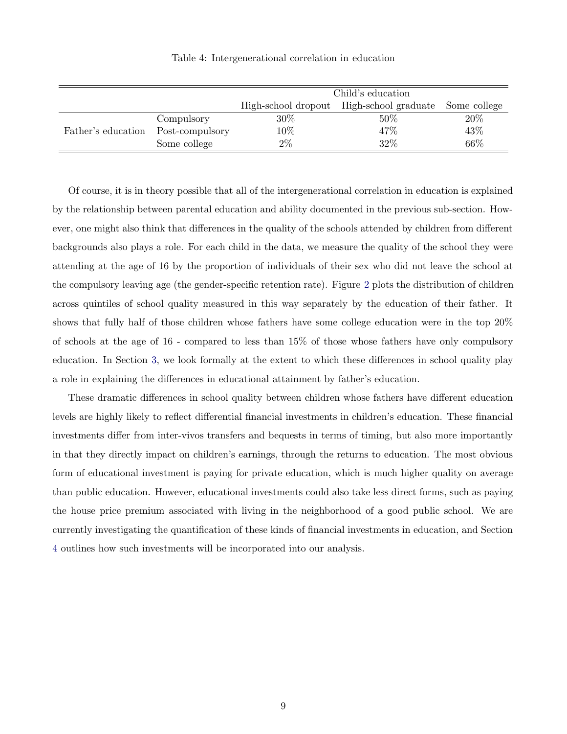Table 4: Intergenerational correlation in education

| | | Child's education | | |
|---|---|---|---|---|
| | | High-school dropout | High-school graduate | Some college |
| Father's education | Compulsory | 30% | 50% | 20% |
| | Post-compulsory | 10% | 47% | 43% |
| | Some college | 2% | 32% | 66% |

Of course, it is in theory possible that all of the intergenerational correlation in education is explained by the relationship between parental education and ability documented in the previous sub-section. However, one might also think that differences in the quality of the schools attended by children from different backgrounds also plays a role. For each child in the data, we measure the quality of the school they were attending at the age of 16 by the proportion of individuals of their sex who did not leave the school at the compulsory leaving age (the gender-specific retention rate). Figure 2 plots the distribution of children across quintiles of school quality measured in this way separately by the education of their father. It shows that fully half of those children whose fathers have some college education were in the top 20% of schools at the age of 16 - compared to less than 15% of those whose fathers have only compulsory education. In Section 3, we look formally at the extent to which these differences in school quality play a role in explaining the differences in educational attainment by father's education.

These dramatic differences in school quality between children whose fathers have different education levels are highly likely to reflect differential financial investments in children's education. These financial investments differ from inter-vivos transfers and bequests in terms of timing, but also more importantly in that they directly impact on children's earnings, through the returns to education. The most obvious form of educational investment is paying for private education, which is much higher quality on average than public education. However, educational investments could also take less direct forms, such as paying the house price premium associated with living in the neighborhood of a good public school. We are currently investigating the quantification of these kinds of financial investments in education, and Section 4 outlines how such investments will be incorporated into our analysis.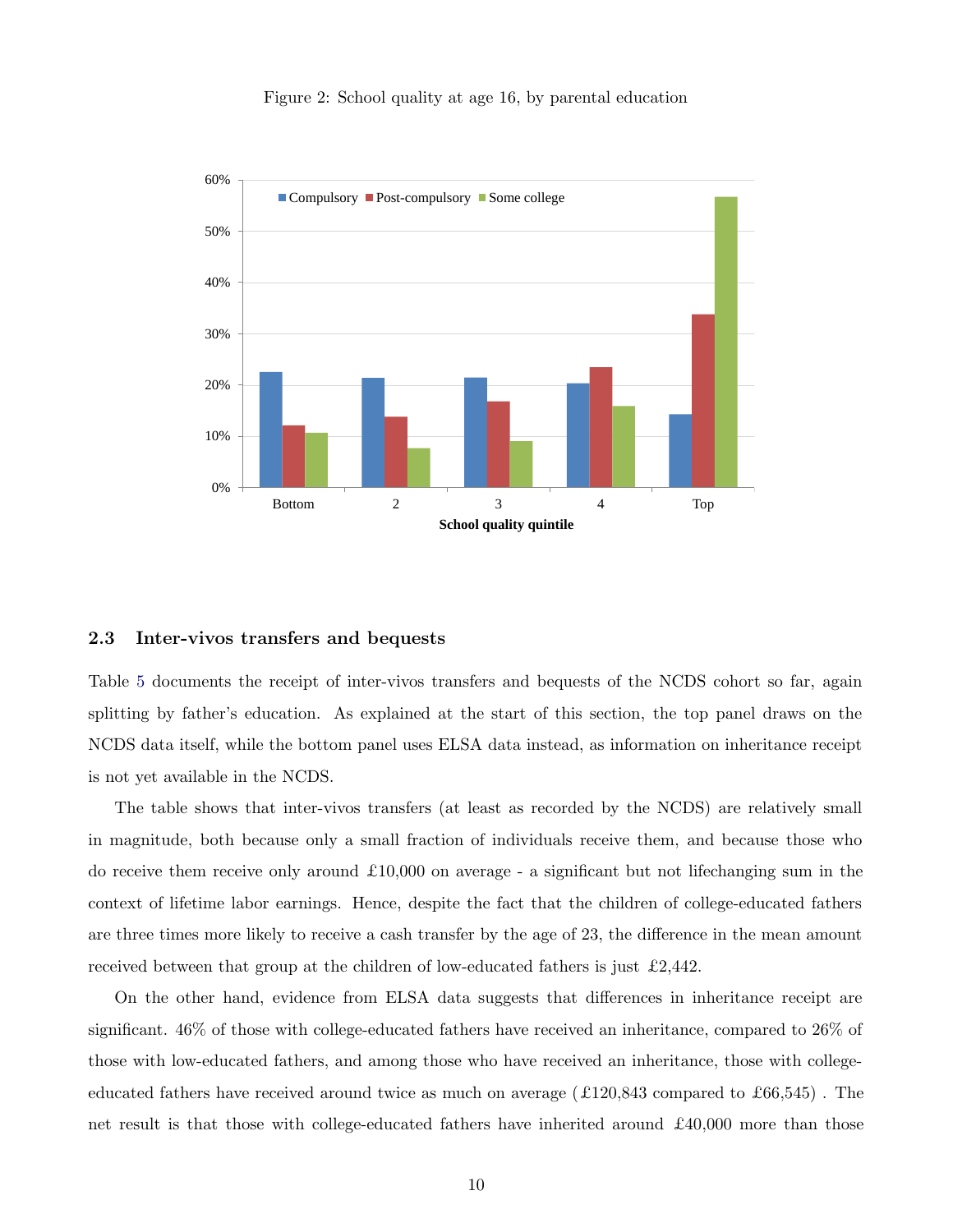Figure 2: School quality at age 16, by parental education

## 2.3 Inter-vivos transfers and bequests

Table 5 documents the receipt of inter-vivos transfers and bequests of the NCDS cohort so far, again splitting by father's education. As explained at the start of this section, the top panel draws on the NCDS data itself, while the bottom panel uses ELSA data instead, as information on inheritance receipt is not yet available in the NCDS.

The table shows that inter-vivos transfers (at least as recorded by the NCDS) are relatively small in magnitude, both because only a small fraction of individuals receive them, and because those who do receive them receive only around £10,000 on average - a significant but not lifechanging sum in the context of lifetime labor earnings. Hence, despite the fact that the children of college-educated fathers are three times more likely to receive a cash transfer by the age of 23, the difference in the mean amount received between that group at the children of low-educated fathers is just £2,442.

On the other hand, evidence from ELSA data suggests that differences in inheritance receipt are significant. 46% of those with college-educated fathers have received an inheritance, compared to 26% of those with low-educated fathers, and among those who have received an inheritance, those with college-educated fathers have received around twice as much on average (£120,843 compared to £66,545) . The net result is that those with college-educated fathers have inherited around £40,000 more than those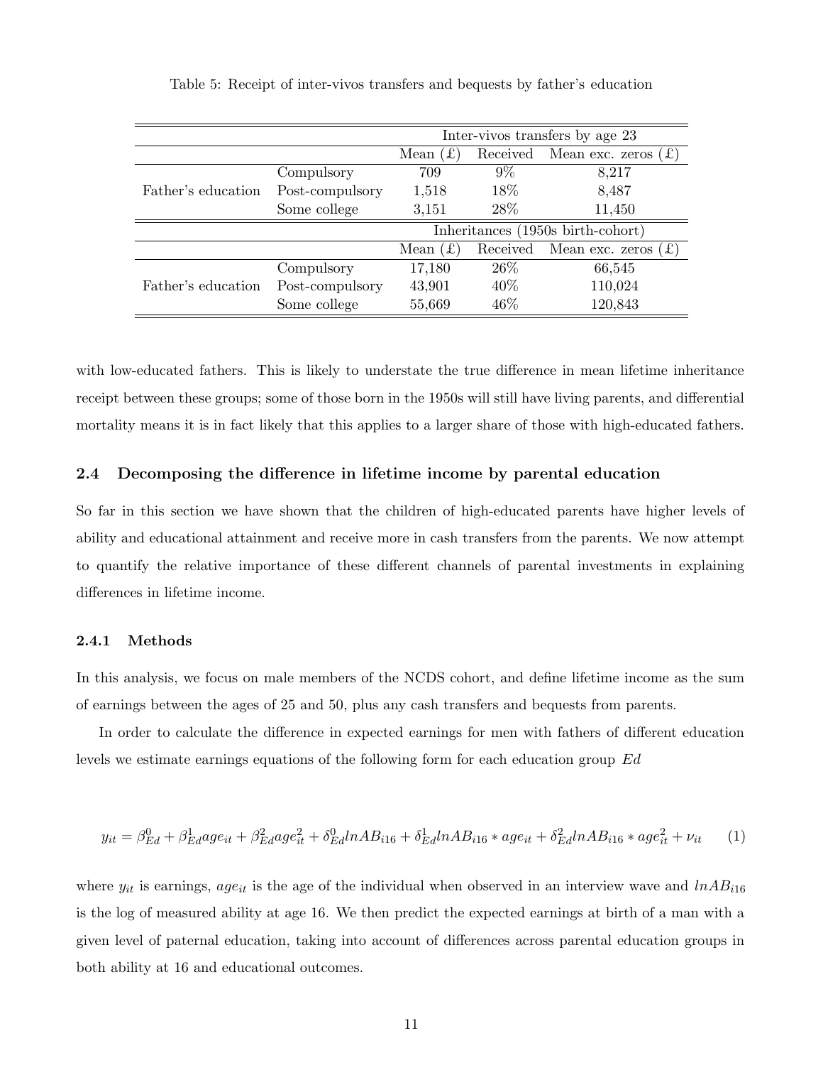Table 5: Receipt of inter-vivos transfers and bequests by father's education

| | | Inter-vivos transfers by age 23 | | |
|---|---|---|---|---|
| | | Mean (£) | Received | Mean exc. zeros (£) |
| Father's education | Compulsory | 709 | 9% | 8,217 |
| | Post-compulsory | 1,518 | 18% | 8,487 |
| | Some college | 3,151 | 28% | 11,450 |
| | | **Inheritances (1950s birth-cohort)** | | |
| | | Mean (£) | Received | Mean exc. zeros (£) |
| Father's education | Compulsory | 17,180 | 26% | 66,545 |
| | Post-compulsory | 43,901 | 40% | 110,024 |
| | Some college | 55,669 | 46% | 120,843 |

with low-educated fathers. This is likely to understate the true difference in mean lifetime inheritance receipt between these groups; some of those born in the 1950s will still have living parents, and differential mortality means it is in fact likely that this applies to a larger share of those with high-educated fathers.

### 2.4 Decomposing the difference in lifetime income by parental education

So far in this section we have shown that the children of high-educated parents have higher levels of ability and educational attainment and receive more in cash transfers from the parents. We now attempt to quantify the relative importance of these different channels of parental investments in explaining differences in lifetime income.

#### 2.4.1 Methods

In this analysis, we focus on male members of the NCDS cohort, and define lifetime income as the sum of earnings between the ages of 25 and 50, plus any cash transfers and bequests from parents.

In order to calculate the difference in expected earnings for men with fathers of different education levels we estimate earnings equations of the following form for each education group $Ed$

$$y_{it} = \beta^0_{Ed} + \beta^1_{Ed} age_{it} + \beta^2_{Ed} age^2_{it} + \delta^0_{Ed} lnAB_{i16} + \delta^1_{Ed} lnAB_{i16} * age_{it} + \delta^2_{Ed} lnAB_{i16} * age^2_{it} + \nu_{it} \qquad (1)$$

where $y_{it}$ is earnings, $age_{it}$ is the age of the individual when observed in an interview wave and $lnAB_{i16}$ is the log of measured ability at age 16. We then predict the expected earnings at birth of a man with a given level of paternal education, taking into account of differences across parental education groups in both ability at 16 and educational outcomes.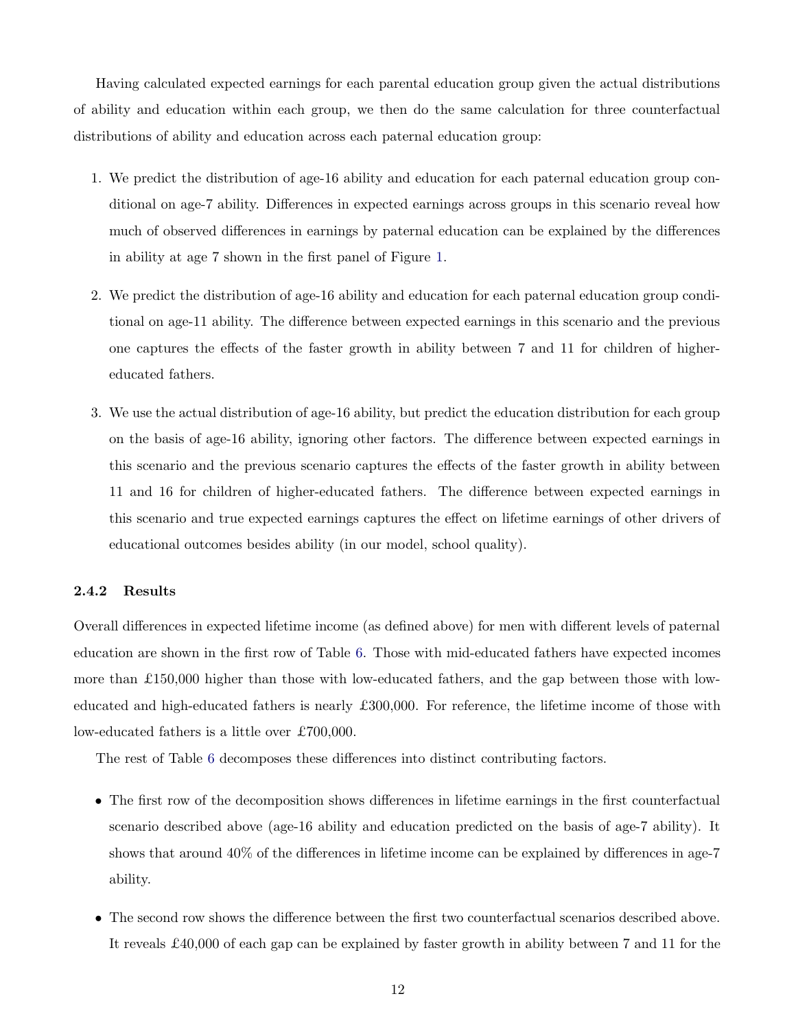Having calculated expected earnings for each parental education group given the actual distributions of ability and education within each group, we then do the same calculation for three counterfactual distributions of ability and education across each paternal education group:

1. We predict the distribution of age-16 ability and education for each paternal education group conditional on age-7 ability. Differences in expected earnings across groups in this scenario reveal how much of observed differences in earnings by paternal education can be explained by the differences in ability at age 7 shown in the first panel of Figure 1.
2. We predict the distribution of age-16 ability and education for each paternal education group conditional on age-11 ability. The difference between expected earnings in this scenario and the previous one captures the effects of the faster growth in ability between 7 and 11 for children of higher-educated fathers.
3. We use the actual distribution of age-16 ability, but predict the education distribution for each group on the basis of age-16 ability, ignoring other factors. The difference between expected earnings in this scenario and the previous scenario captures the effects of the faster growth in ability between 11 and 16 for children of higher-educated fathers. The difference between expected earnings in this scenario and true expected earnings captures the effect on lifetime earnings of other drivers of educational outcomes besides ability (in our model, school quality).

#### 2.4.2 Results

Overall differences in expected lifetime income (as defined above) for men with different levels of paternal education are shown in the first row of Table 6. Those with mid-educated fathers have expected incomes more than £150,000 higher than those with low-educated fathers, and the gap between those with low-educated and high-educated fathers is nearly £300,000. For reference, the lifetime income of those with low-educated fathers is a little over £700,000.

The rest of Table 6 decomposes these differences into distinct contributing factors.

- The first row of the decomposition shows differences in lifetime earnings in the first counterfactual scenario described above (age-16 ability and education predicted on the basis of age-7 ability). It shows that around 40% of the differences in lifetime income can be explained by differences in age-7 ability.
- The second row shows the difference between the first two counterfactual scenarios described above. It reveals £40,000 of each gap can be explained by faster growth in ability between 7 and 11 for the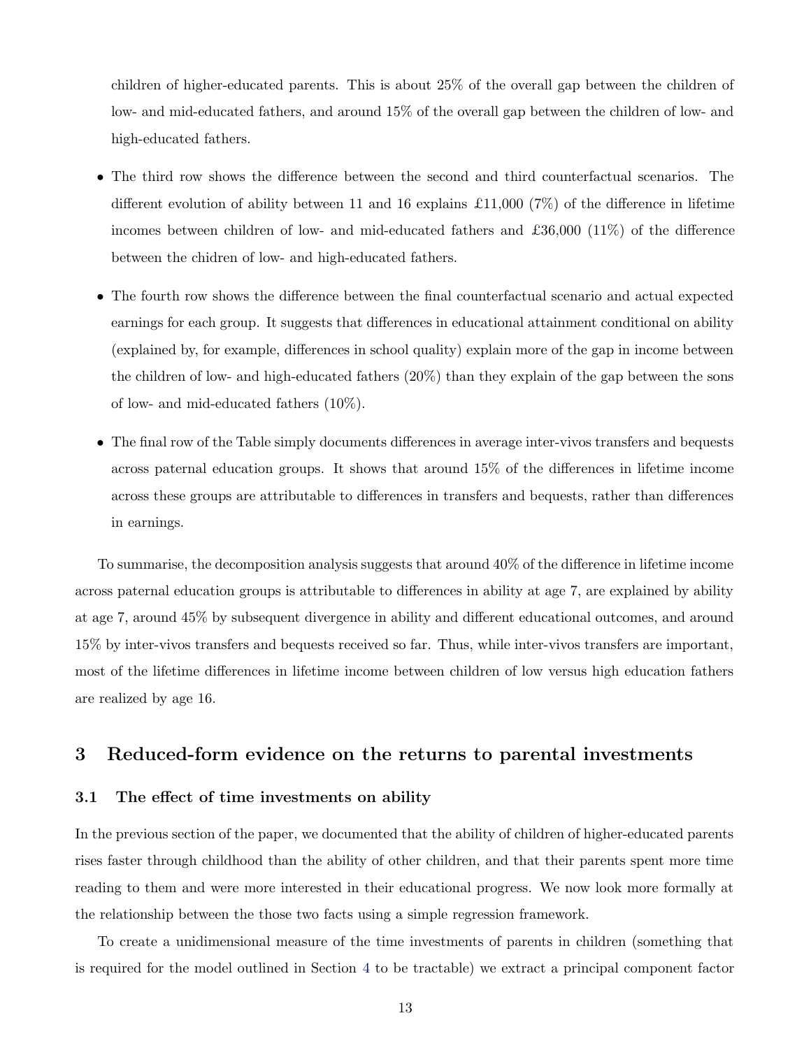children of higher-educated parents. This is about 25% of the overall gap between the children of low- and mid-educated fathers, and around 15% of the overall gap between the children of low- and high-educated fathers.

- The third row shows the difference between the second and third counterfactual scenarios. The different evolution of ability between 11 and 16 explains £11,000 (7%) of the difference in lifetime incomes between children of low- and mid-educated fathers and £36,000 (11%) of the difference between the chidren of low- and high-educated fathers.

- The fourth row shows the difference between the final counterfactual scenario and actual expected earnings for each group. It suggests that differences in educational attainment conditional on ability (explained by, for example, differences in school quality) explain more of the gap in income between the children of low- and high-educated fathers (20%) than they explain of the gap between the sons of low- and mid-educated fathers (10%).

- The final row of the Table simply documents differences in average inter-vivos transfers and bequests across paternal education groups. It shows that around 15% of the differences in lifetime income across these groups are attributable to differences in transfers and bequests, rather than differences in earnings.

To summarise, the decomposition analysis suggests that around 40% of the difference in lifetime income across paternal education groups is attributable to differences in ability at age 7, are explained by ability at age 7, around 45% by subsequent divergence in ability and different educational outcomes, and around 15% by inter-vivos transfers and bequests received so far. Thus, while inter-vivos transfers are important, most of the lifetime differences in lifetime income between children of low versus high education fathers are realized by age 16.

## 3 Reduced-form evidence on the returns to parental investments

### 3.1 The effect of time investments on ability

In the previous section of the paper, we documented that the ability of children of higher-educated parents rises faster through childhood than the ability of other children, and that their parents spent more time reading to them and were more interested in their educational progress. We now look more formally at the relationship between the those two facts using a simple regression framework.

To create a unidimensional measure of the time investments of parents in children (something that is required for the model outlined in Section 4 to be tractable) we extract a principal component factor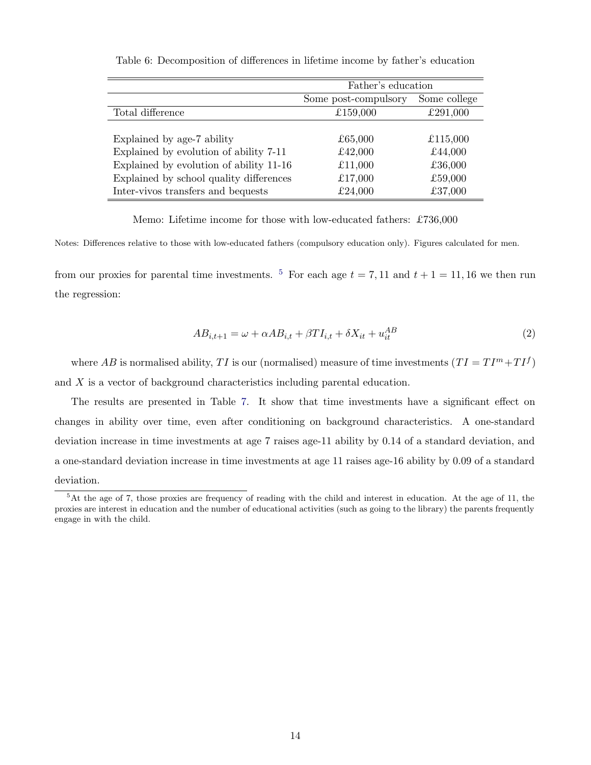Table 6: Decomposition of differences in lifetime income by father's education

| | Father's education | |
|---|---|---|
| | Some post-compulsory | Some college |
| Total difference | £159,000 | £291,000 |
| Explained by age-7 ability | £65,000 | £115,000 |
| Explained by evolution of ability 7-11 | £42,000 | £44,000 |
| Explained by evolution of ability 11-16 | £11,000 | £36,000 |
| Explained by school quality differences | £17,000 | £59,000 |
| Inter-vivos transfers and bequests | £24,000 | £37,000 |

Memo: Lifetime income for those with low-educated fathers: £736,000

Notes: Differences relative to those with low-educated fathers (compulsory education only). Figures calculated for men.

from our proxies for parental time investments. [5] For each age $t = 7, 11$ and $t + 1 = 11, 16$ we then run the regression:

$$AB_{i,t+1} = \omega + \alpha AB_{i,t} + \beta TI_{i,t} + \delta X_{it} + u_{it}^{AB} \tag{2}$$

where $AB$ is normalised ability, $TI$ is our (normalised) measure of time investments ($TI = TI^m + TI^f$) and $X$ is a vector of background characteristics including parental education.

The results are presented in Table 7. It show that time investments have a significant effect on changes in ability over time, even after conditioning on background characteristics. A one-standard deviation increase in time investments at age 7 raises age-11 ability by 0.14 of a standard deviation, and a one-standard deviation increase in time investments at age 11 raises age-16 ability by 0.09 of a standard deviation.

[5] At the age of 7, those proxies are frequency of reading with the child and interest in education. At the age of 11, the proxies are interest in education and the number of educational activities (such as going to the library) the parents frequently engage in with the child.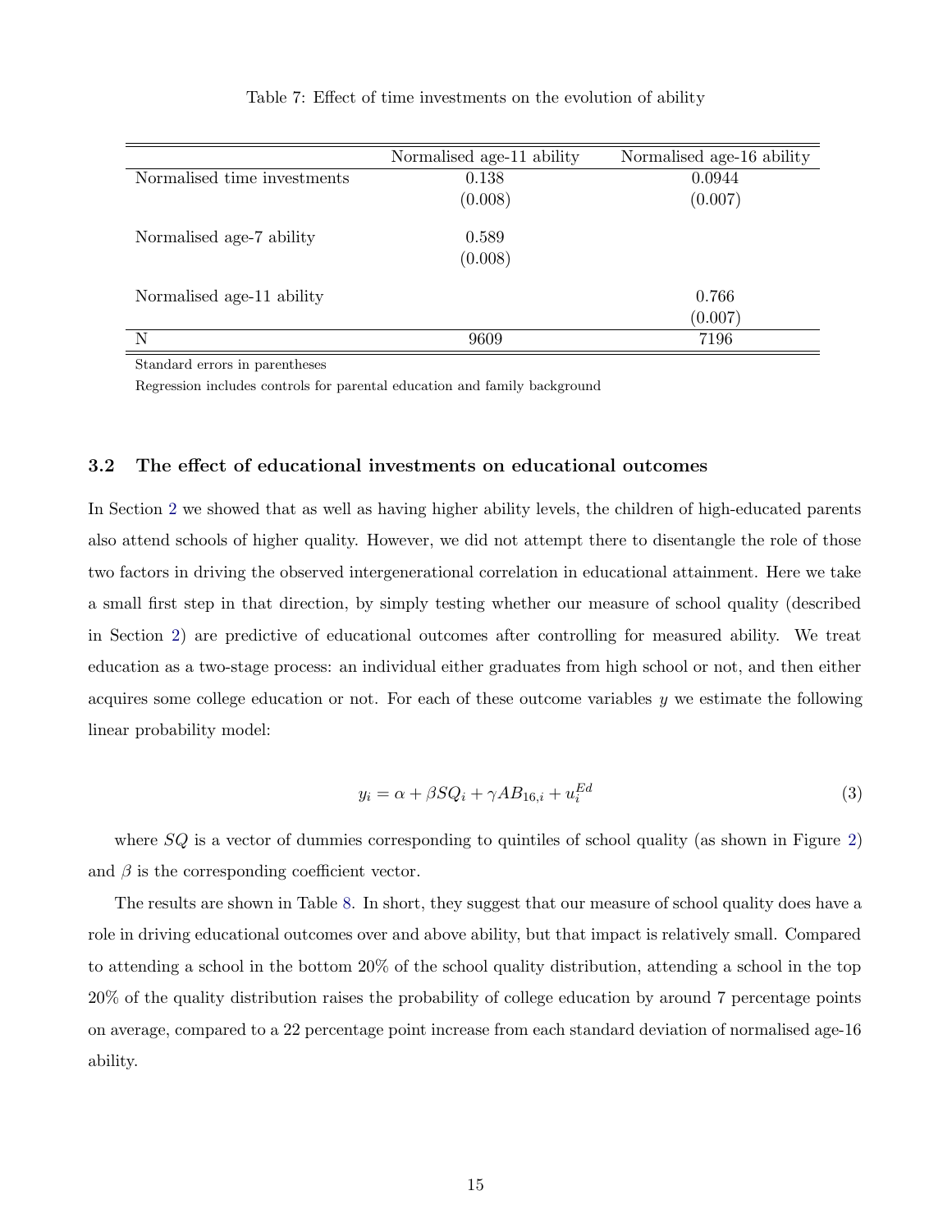Table 7: Effect of time investments on the evolution of ability

| | Normalised age-11 ability | Normalised age-16 ability |
|---|---|---|
| Normalised time investments | 0.138 | 0.0944 |
| | (0.008) | (0.007) |
| Normalised age-7 ability | 0.589 | |
| | (0.008) | |
| Normalised age-11 ability | | 0.766 |
| | | (0.007) |
| N | 9609 | 7196 |

Standard errors in parentheses

Regression includes controls for parental education and family background

### 3.2 The effect of educational investments on educational outcomes

In Section 2 we showed that as well as having higher ability levels, the children of high-educated parents also attend schools of higher quality. However, we did not attempt there to disentangle the role of those two factors in driving the observed intergenerational correlation in educational attainment. Here we take a small first step in that direction, by simply testing whether our measure of school quality (described in Section 2) are predictive of educational outcomes after controlling for measured ability. We treat education as a two-stage process: an individual either graduates from high school or not, and then either acquires some college education or not. For each of these outcome variables $y$ we estimate the following linear probability model:

$$y_i = \alpha + \beta SQ_i + \gamma AB_{16,i} + u_i^{Ed} \tag{3}$$

where $SQ$ is a vector of dummies corresponding to quintiles of school quality (as shown in Figure 2) and $\beta$ is the corresponding coefficient vector.

The results are shown in Table 8. In short, they suggest that our measure of school quality does have a role in driving educational outcomes over and above ability, but that impact is relatively small. Compared to attending a school in the bottom 20% of the school quality distribution, attending a school in the top 20% of the quality distribution raises the probability of college education by around 7 percentage points on average, compared to a 22 percentage point increase from each standard deviation of normalised age-16 ability.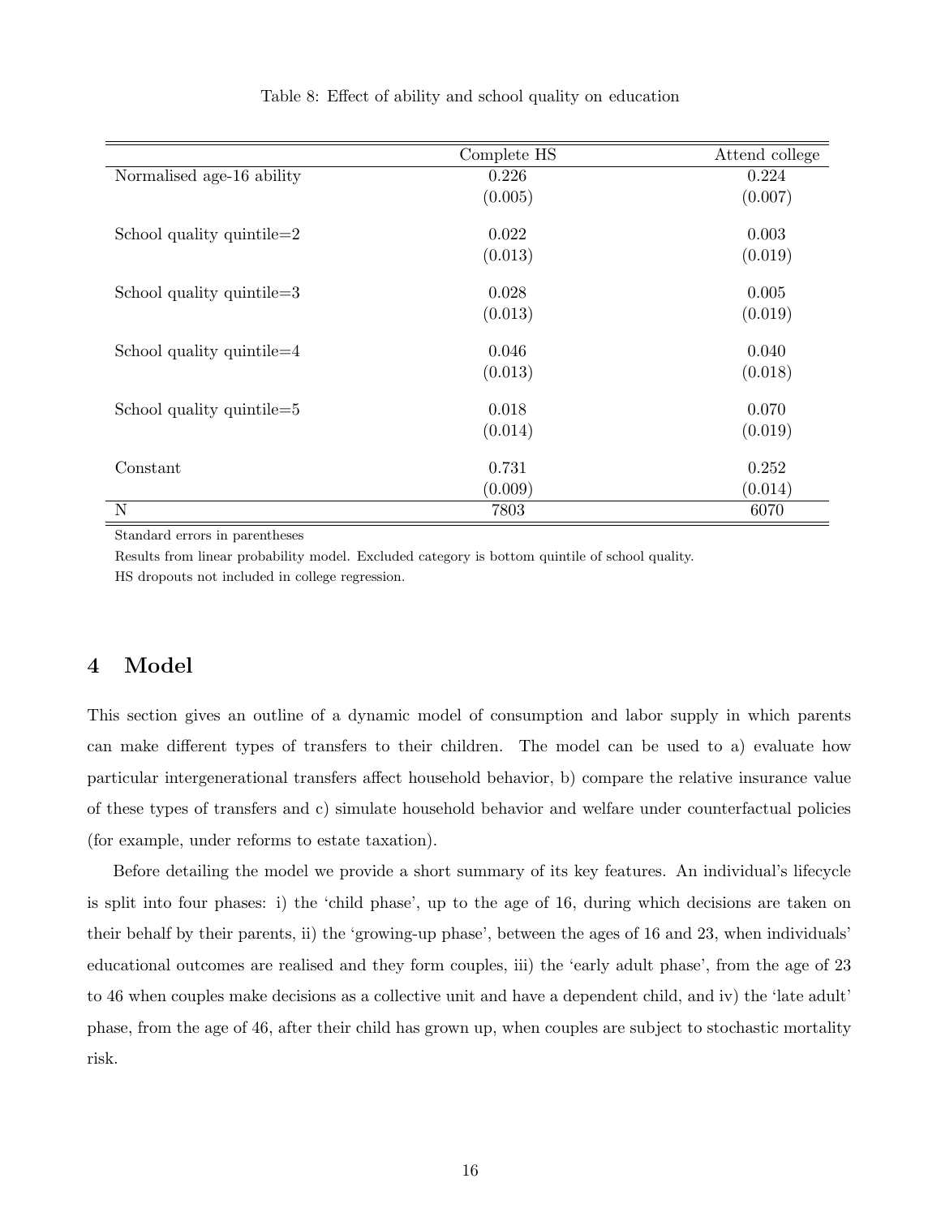Table 8: Effect of ability and school quality on education

| | Complete HS | Attend college |
|---|---|---|
| Normalised age-16 ability | 0.226 | 0.224 |
| | (0.005) | (0.007) |
| School quality quintile=2 | 0.022 | 0.003 |
| | (0.013) | (0.019) |
| School quality quintile=3 | 0.028 | 0.005 |
| | (0.013) | (0.019) |
| School quality quintile=4 | 0.046 | 0.040 |
| | (0.013) | (0.018) |
| School quality quintile=5 | 0.018 | 0.070 |
| | (0.014) | (0.019) |
| Constant | 0.731 | 0.252 |
| | (0.009) | (0.014) |
| N | 7803 | 6070 |

Standard errors in parentheses

Results from linear probability model. Excluded category is bottom quintile of school quality.

HS dropouts not included in college regression.

# 4 Model

This section gives an outline of a dynamic model of consumption and labor supply in which parents can make different types of transfers to their children. The model can be used to a) evaluate how particular intergenerational transfers affect household behavior, b) compare the relative insurance value of these types of transfers and c) simulate household behavior and welfare under counterfactual policies (for example, under reforms to estate taxation).

Before detailing the model we provide a short summary of its key features. An individual's lifecycle is split into four phases: i) the 'child phase', up to the age of 16, during which decisions are taken on their behalf by their parents, ii) the 'growing-up phase', between the ages of 16 and 23, when individuals' educational outcomes are realised and they form couples, iii) the 'early adult phase', from the age of 23 to 46 when couples make decisions as a collective unit and have a dependent child, and iv) the 'late adult' phase, from the age of 46, after their child has grown up, when couples are subject to stochastic mortality risk.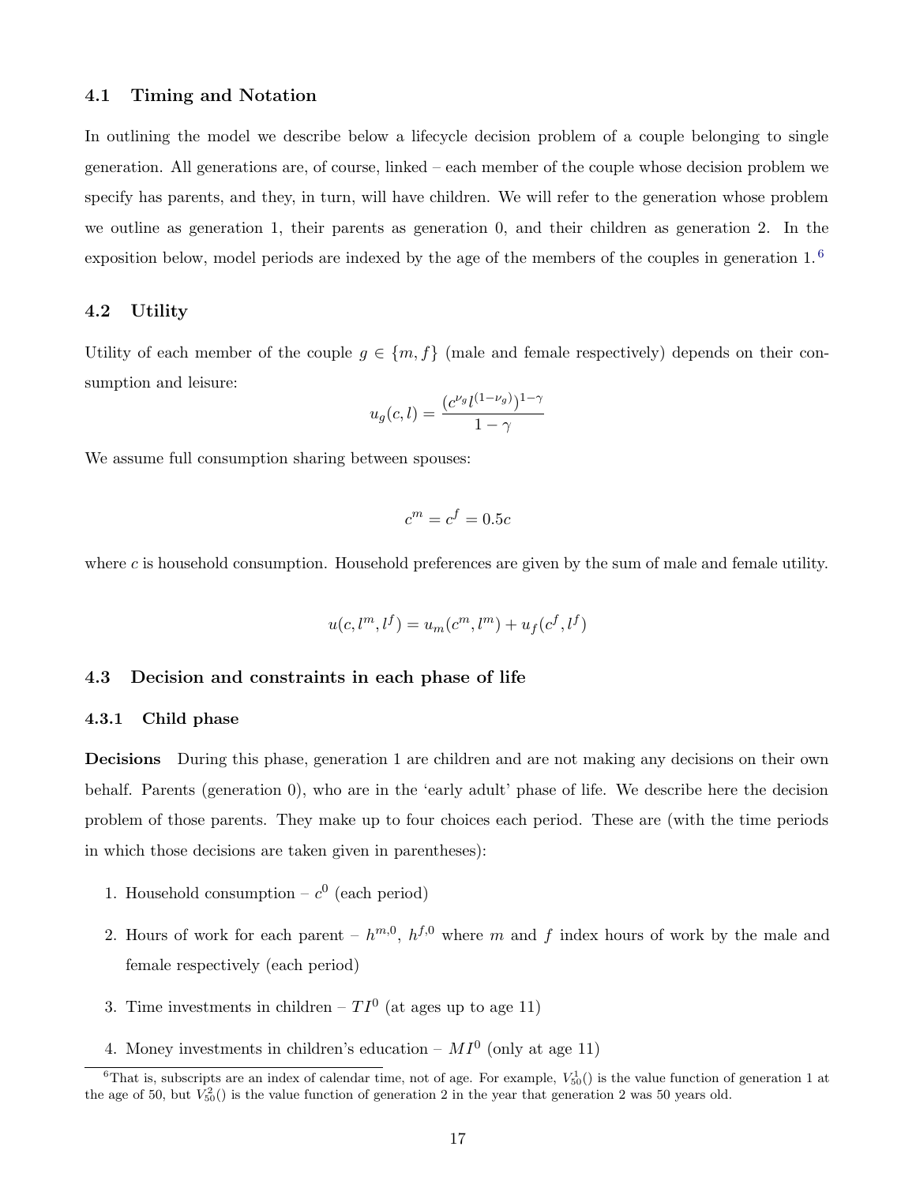### 4.1 Timing and Notation

In outlining the model we describe below a lifecycle decision problem of a couple belonging to single generation. All generations are, of course, linked – each member of the couple whose decision problem we specify has parents, and they, in turn, will have children. We will refer to the generation whose problem we outline as generation 1, their parents as generation 0, and their children as generation 2. In the exposition below, model periods are indexed by the age of the members of the couples in generation 1.[6]

### 4.2 Utility

Utility of each member of the couple $g \in \{m, f\}$ (male and female respectively) depends on their consumption and leisure:

$$u_g(c, l) = \frac{(c^{\nu_g} l^{(1-\nu_g)})^{1-\gamma}}{1-\gamma}$$

We assume full consumption sharing between spouses:

$$c^m = c^f = 0.5c$$

where $c$ is household consumption. Household preferences are given by the sum of male and female utility.

$$u(c, l^m, l^f) = u_m(c^m, l^m) + u_f(c^f, l^f)$$

### 4.3 Decision and constraints in each phase of life

#### 4.3.1 Child phase

**Decisions** During this phase, generation 1 are children and are not making any decisions on their own behalf. Parents (generation 0), who are in the 'early adult' phase of life. We describe here the decision problem of those parents. They make up to four choices each period. These are (with the time periods in which those decisions are taken given in parentheses):

1. Household consumption – $c^0$ (each period)
2. Hours of work for each parent – $h^{m,0}$, $h^{f,0}$ where $m$ and $f$ index hours of work by the male and female respectively (each period)
3. Time investments in children – $TI^0$ (at ages up to age 11)
4. Money investments in children's education – $MI^0$ (only at age 11)

[6] That is, subscripts are an index of calendar time, not of age. For example, $V^1_{50}()$ is the value function of generation 1 at the age of 50, but $V^2_{50}()$ is the value function of generation 2 in the year that generation 2 was 50 years old.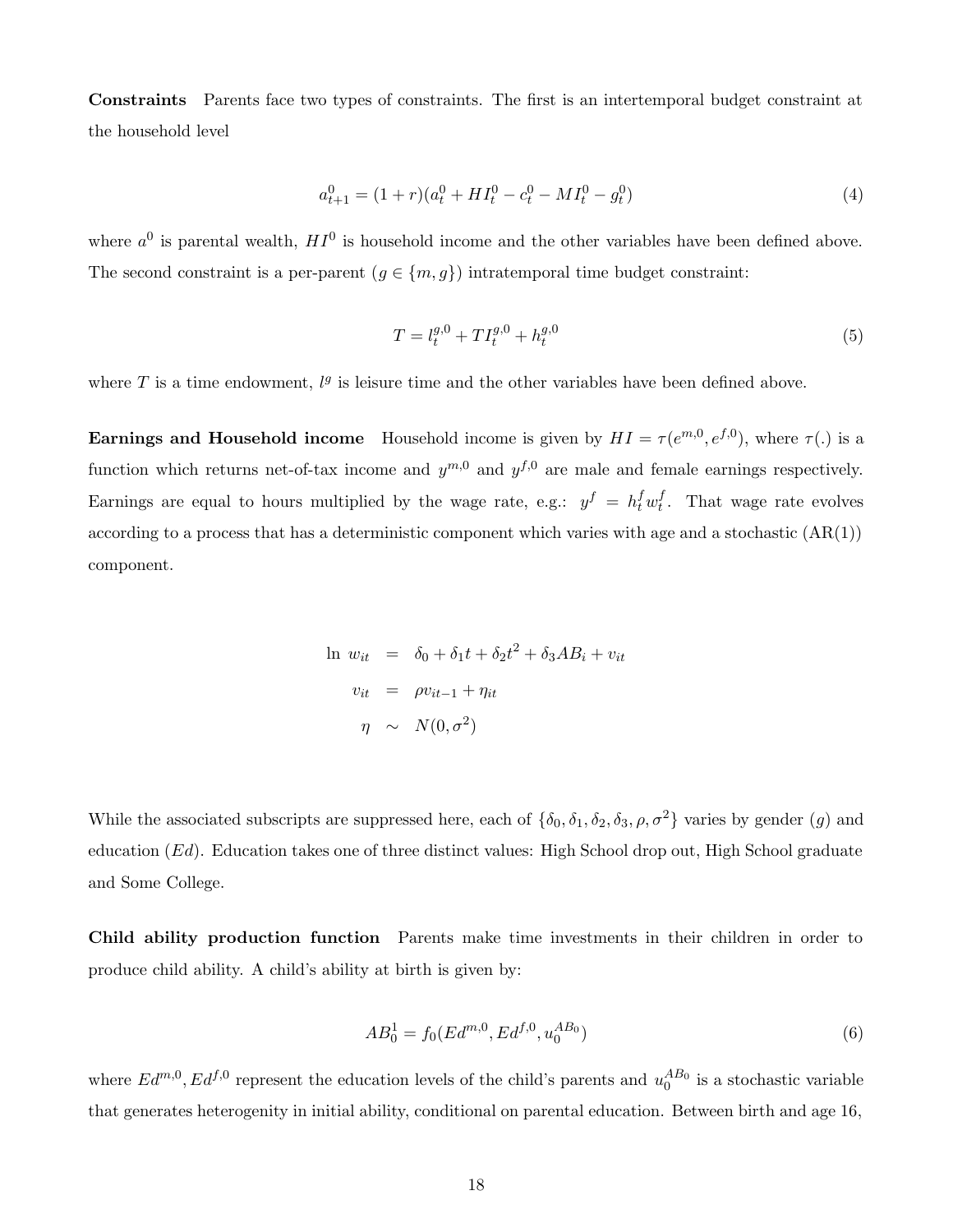**Constraints** Parents face two types of constraints. The first is an intertemporal budget constraint at the household level

$$a^0_{t+1} = (1+r)(a^0_t + HI^0_t - c^0_t - MI^0_t - g^0_t) \tag{4}$$

where $a^0$ is parental wealth, $HI^0$ is household income and the other variables have been defined above. The second constraint is a per-parent ($g \in \{m, g\}$) intratemporal time budget constraint:

$$T = l^{g,0}_t + TI^{g,0}_t + h^{g,0}_t \tag{5}$$

where $T$ is a time endowment, $l^g$ is leisure time and the other variables have been defined above.

**Earnings and Household income** Household income is given by $HI = \tau(e^{m,0}, e^{f,0})$, where $\tau(.)$ is a function which returns net-of-tax income and $y^{m,0}$ and $y^{f,0}$ are male and female earnings respectively. Earnings are equal to hours multiplied by the wage rate, e.g.: $y^f = h^f_t w^f_t$. That wage rate evolves according to a process that has a deterministic component which varies with age and a stochastic (AR(1)) component.

$$\begin{aligned}
\ln\, w_{it} &= \delta_0 + \delta_1 t + \delta_2 t^2 + \delta_3 AB_i + v_{it} \\
v_{it} &= \rho v_{it-1} + \eta_{it} \\
\eta &\sim N(0, \sigma^2)
\end{aligned}$$

While the associated subscripts are suppressed here, each of $\{\delta_0, \delta_1, \delta_2, \delta_3, \rho, \sigma^2\}$ varies by gender ($g$) and education ($Ed$). Education takes one of three distinct values: High School drop out, High School graduate and Some College.

**Child ability production function** Parents make time investments in their children in order to produce child ability. A child's ability at birth is given by:

$$AB^1_0 = f_0(Ed^{m,0}, Ed^{f,0}, u^{AB_0}_0) \tag{6}$$

where $Ed^{m,0}, Ed^{f,0}$ represent the education levels of the child's parents and $u^{AB_0}_0$ is a stochastic variable that generates heterogenity in initial ability, conditional on parental education. Between birth and age 16,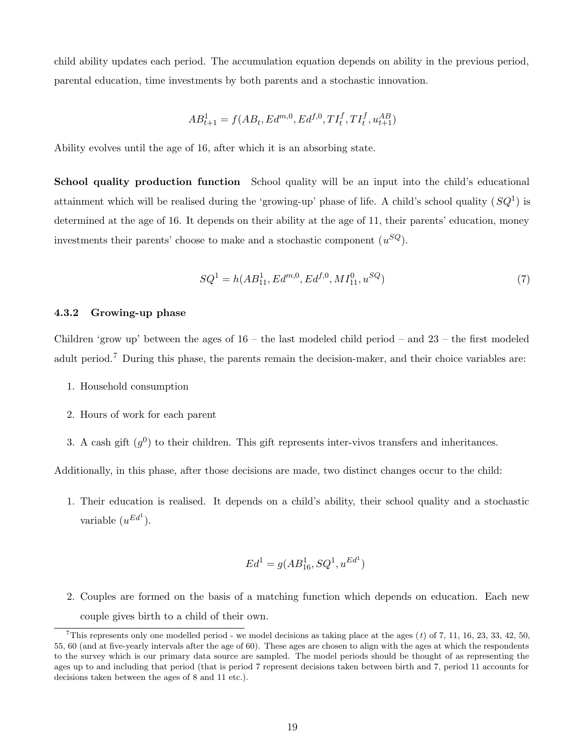child ability updates each period. The accumulation equation depends on ability in the previous period, parental education, time investments by both parents and a stochastic innovation.

$$AB^1_{t+1} = f(AB_t, Ed^{m,0}, Ed^{f,0}, TI^f_t, TI^f_t, u^{AB}_{t+1})$$

Ability evolves until the age of 16, after which it is an absorbing state.

**School quality production function** School quality will be an input into the child's educational attainment which will be realised during the 'growing-up' phase of life. A child's school quality ($SQ^1$) is determined at the age of 16. It depends on their ability at the age of 11, their parents' education, money investments their parents' choose to make and a stochastic component ($u^{SQ}$).

$$SQ^1 = h(AB^1_{11}, Ed^{m,0}, Ed^{f,0}, MI^0_{11}, u^{SQ}) \tag{7}$$

### 4.3.2 Growing-up phase

Children 'grow up' between the ages of 16 – the last modeled child period – and 23 – the first modeled adult period.[7] During this phase, the parents remain the decision-maker, and their choice variables are:

1. Household consumption
2. Hours of work for each parent
3. A cash gift ($g^0$) to their children. This gift represents inter-vivos transfers and inheritances.

Additionally, in this phase, after those decisions are made, two distinct changes occur to the child:

1. Their education is realised. It depends on a child's ability, their school quality and a stochastic variable ($u^{Ed^1}$).

$$Ed^1 = g(AB^1_{16}, SQ^1, u^{Ed^1})$$

2. Couples are formed on the basis of a matching function which depends on education. Each new couple gives birth to a child of their own.

[7] This represents only one modelled period - we model decisions as taking place at the ages ($t$) of 7, 11, 16, 23, 33, 42, 50, 55, 60 (and at five-yearly intervals after the age of 60). These ages are chosen to align with the ages at which the respondents to the survey which is our primary data source are sampled. The model periods should be thought of as representing the ages up to and including that period (that is period 7 represent decisions taken between birth and 7, period 11 accounts for decisions taken between the ages of 8 and 11 etc.).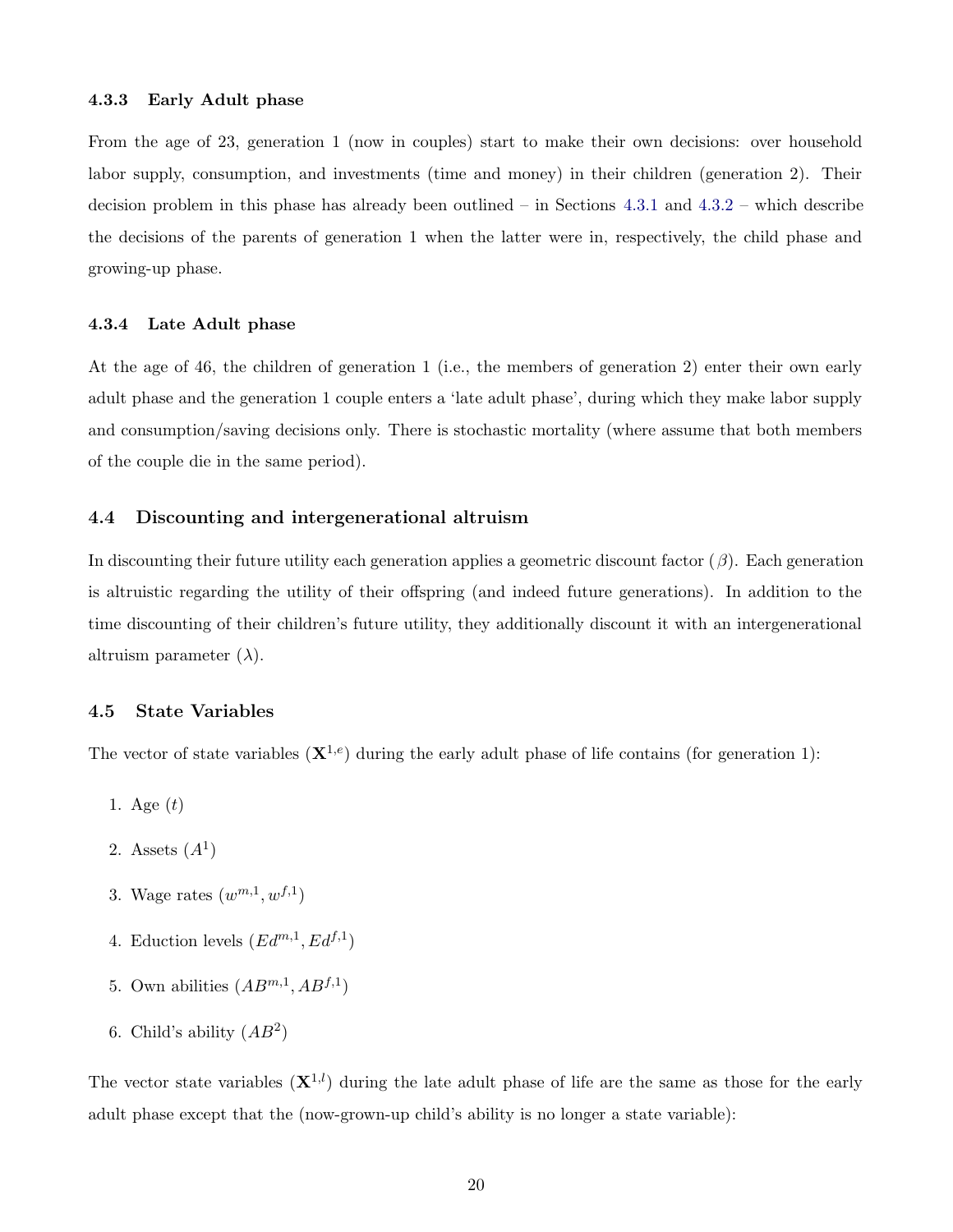#### 4.3.3 Early Adult phase

From the age of 23, generation 1 (now in couples) start to make their own decisions: over household labor supply, consumption, and investments (time and money) in their children (generation 2). Their decision problem in this phase has already been outlined – in Sections 4.3.1 and 4.3.2 – which describe the decisions of the parents of generation 1 when the latter were in, respectively, the child phase and growing-up phase.

#### 4.3.4 Late Adult phase

At the age of 46, the children of generation 1 (i.e., the members of generation 2) enter their own early adult phase and the generation 1 couple enters a 'late adult phase', during which they make labor supply and consumption/saving decisions only. There is stochastic mortality (where assume that both members of the couple die in the same period).

### 4.4 Discounting and intergenerational altruism

In discounting their future utility each generation applies a geometric discount factor ($\beta$). Each generation is altruistic regarding the utility of their offspring (and indeed future generations). In addition to the time discounting of their children's future utility, they additionally discount it with an intergenerational altruism parameter ($\lambda$).

### 4.5 State Variables

The vector of state variables ($\mathbf{X}^{1,e}$) during the early adult phase of life contains (for generation 1):

1. Age ($t$)
2. Assets ($A^1$)
3. Wage rates ($w^{m,1}, w^{f,1}$)
4. Eduction levels ($Ed^{m,1}, Ed^{f,1}$)
5. Own abilities ($AB^{m,1}, AB^{f,1}$)
6. Child's ability ($AB^2$)

The vector state variables ($\mathbf{X}^{1,l}$) during the late adult phase of life are the same as those for the early adult phase except that the (now-grown-up child's ability is no longer a state variable):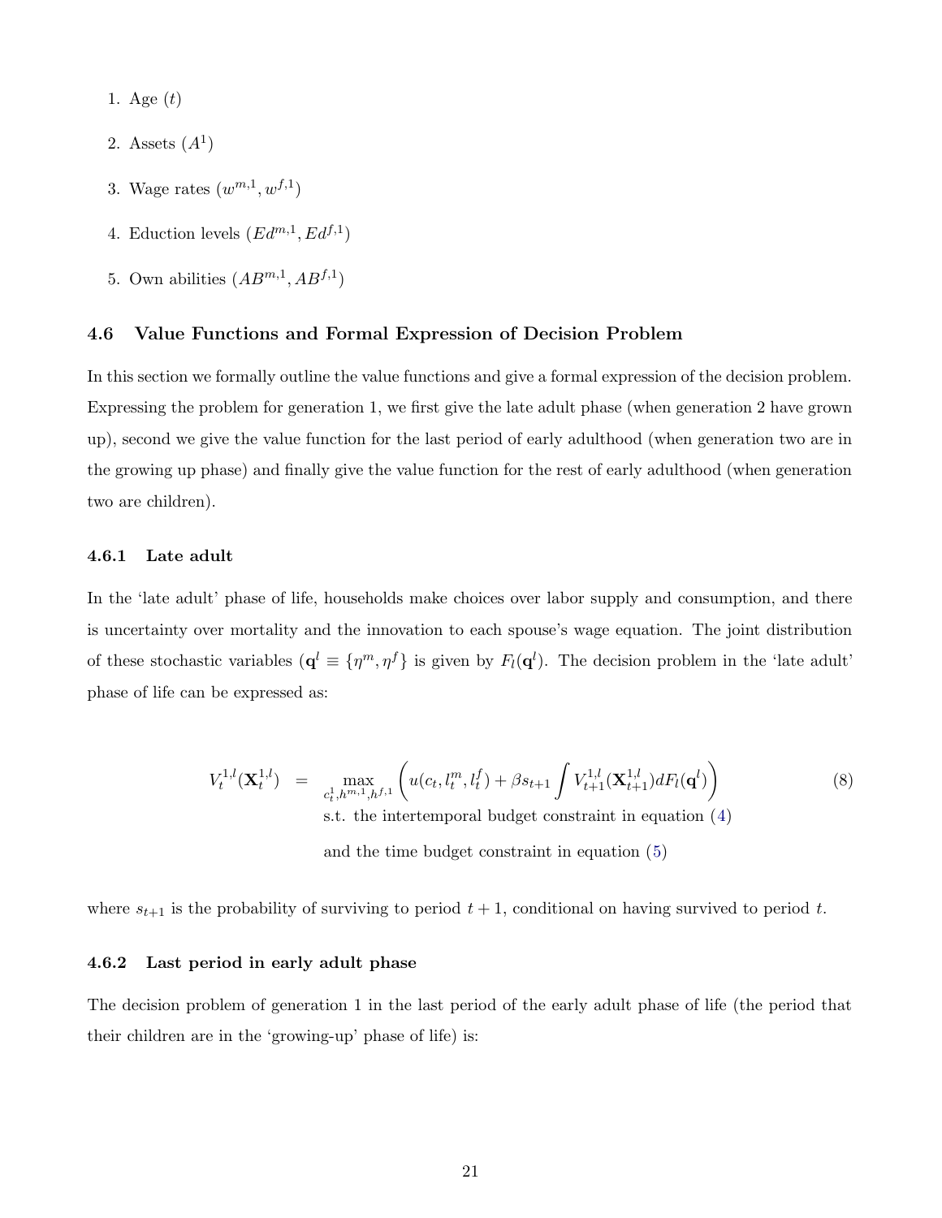1. Age ($t$)
2. Assets ($A^1$)
3. Wage rates ($w^{m,1}, w^{f,1}$)
4. Eduction levels ($Ed^{m,1}, Ed^{f,1}$)
5. Own abilities ($AB^{m,1}, AB^{f,1}$)

### 4.6 Value Functions and Formal Expression of Decision Problem

In this section we formally outline the value functions and give a formal expression of the decision problem. Expressing the problem for generation 1, we first give the late adult phase (when generation 2 have grown up), second we give the value function for the last period of early adulthood (when generation two are in the growing up phase) and finally give the value function for the rest of early adulthood (when generation two are children).

#### 4.6.1 Late adult

In the 'late adult' phase of life, households make choices over labor supply and consumption, and there is uncertainty over mortality and the innovation to each spouse's wage equation. The joint distribution of these stochastic variables ($\mathbf{q}^l \equiv \{\eta^m, \eta^f\}$ is given by $F_l(\mathbf{q}^l)$. The decision problem in the 'late adult' phase of life can be expressed as:

$$
\begin{aligned}
V_t^{1,l}(\mathbf{X}_t^{1,l}) \quad = \quad & \max_{c_t^1, h^{m,1}, h^{f,1}} \left( u(c_t, l_t^m, l_t^f) + \beta s_{t+1} \int V_{t+1}^{1,l}(\mathbf{X}_{t+1}^{1,l}) dF_l(\mathbf{q}^l) \right) \qquad (8) \\
& \text{s.t. the intertemporal budget constraint in equation (4)} \\
& \text{and the time budget constraint in equation (5)}
\end{aligned}
$$

where $s_{t+1}$ is the probability of surviving to period $t+1$, conditional on having survived to period $t$.

#### 4.6.2 Last period in early adult phase

The decision problem of generation 1 in the last period of the early adult phase of life (the period that their children are in the 'growing-up' phase of life) is: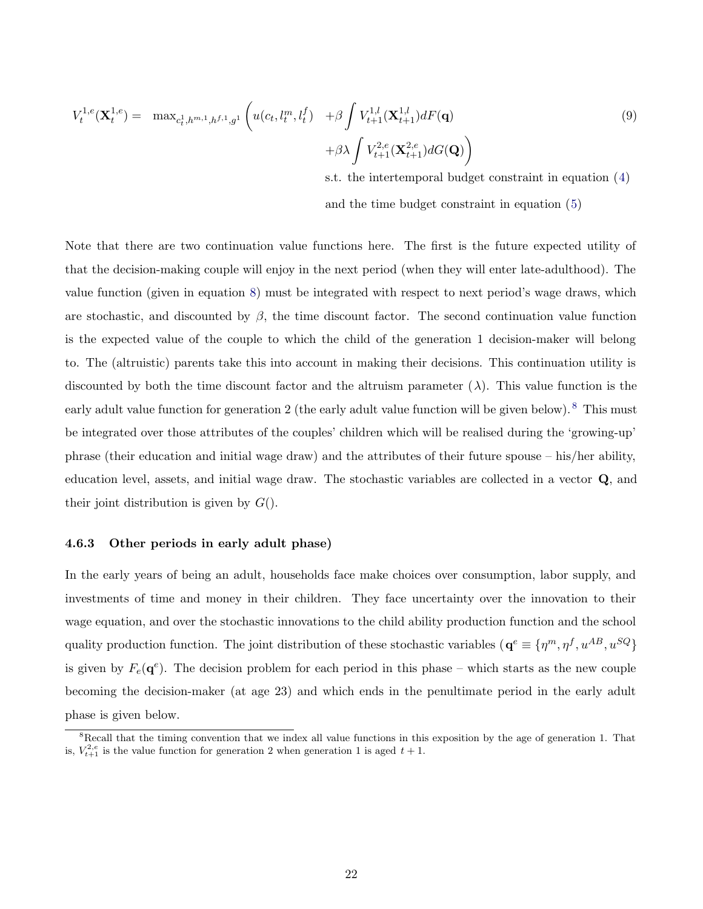$$V_t^{1,e}(\mathbf{X}_t^{1,e}) = \max_{c_t^1, h^{m,1}, h^{f,1}, g^1} \Bigg( u(c_t, l_t^m, l_t^f) \quad + \beta \int V_{t+1}^{1,l}(\mathbf{X}_{t+1}^{1,l}) dF(\mathbf{q}) \\ + \beta\lambda \int V_{t+1}^{2,e}(\mathbf{X}_{t+1}^{2,e}) dG(\mathbf{Q}) \Bigg) \tag{9}$$

s.t. the intertemporal budget constraint in equation (4)

and the time budget constraint in equation (5)

Note that there are two continuation value functions here. The first is the future expected utility of that the decision-making couple will enjoy in the next period (when they will enter late-adulthood). The value function (given in equation 8) must be integrated with respect to next period's wage draws, which are stochastic, and discounted by $\beta$, the time discount factor. The second continuation value function is the expected value of the couple to which the child of the generation 1 decision-maker will belong to. The (altruistic) parents take this into account in making their decisions. This continuation utility is discounted by both the time discount factor and the altruism parameter ($\lambda$). This value function is the early adult value function for generation 2 (the early adult value function will be given below).[8] This must be integrated over those attributes of the couples' children which will be realised during the 'growing-up' phrase (their education and initial wage draw) and the attributes of their future spouse – his/her ability, education level, assets, and initial wage draw. The stochastic variables are collected in a vector $\mathbf{Q}$, and their joint distribution is given by $G()$.

### 4.6.3 Other periods in early adult phase)

In the early years of being an adult, households face make choices over consumption, labor supply, and investments of time and money in their children. They face uncertainty over the innovation to their wage equation, and over the stochastic innovations to the child ability production function and the school quality production function. The joint distribution of these stochastic variables ($\mathbf{q}^e \equiv \{\eta^m, \eta^f, u^{AB}, u^{SQ}\}$ is given by $F_e(\mathbf{q}^e)$. The decision problem for each period in this phase – which starts as the new couple becoming the decision-maker (at age 23) and which ends in the penultimate period in the early adult phase is given below.

[8] Recall that the timing convention that we index all value functions in this exposition by the age of generation 1. That is, $V_{t+1}^{2,e}$ is the value function for generation 2 when generation 1 is aged $t+1$.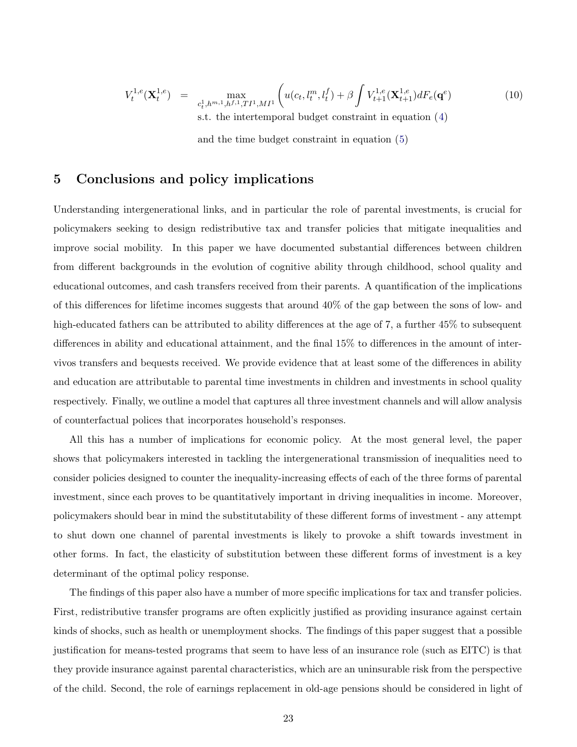$$V_t^{1,e}(\mathbf{X}_t^{1,e}) = \max_{c_t^1, h^{m,1}, h^{f,1}, TI^1, MI^1} \left( u(c_t, l_t^m, l_t^f) + \beta \int V_{t+1}^{1,e}(\mathbf{X}_{t+1}^{1,e}) dF_e(\mathbf{q}^e) \right. \tag{10}$$

s.t. the intertemporal budget constraint in equation (4)

and the time budget constraint in equation (5)

## 5 Conclusions and policy implications

Understanding intergenerational links, and in particular the role of parental investments, is crucial for policymakers seeking to design redistributive tax and transfer policies that mitigate inequalities and improve social mobility. In this paper we have documented substantial differences between children from different backgrounds in the evolution of cognitive ability through childhood, school quality and educational outcomes, and cash transfers received from their parents. A quantification of the implications of this differences for lifetime incomes suggests that around 40% of the gap between the sons of low- and high-educated fathers can be attributed to ability differences at the age of 7, a further 45% to subsequent differences in ability and educational attainment, and the final 15% to differences in the amount of inter-vivos transfers and bequests received. We provide evidence that at least some of the differences in ability and education are attributable to parental time investments in children and investments in school quality respectively. Finally, we outline a model that captures all three investment channels and will allow analysis of counterfactual polices that incorporates household's responses.

All this has a number of implications for economic policy. At the most general level, the paper shows that policymakers interested in tackling the intergenerational transmission of inequalities need to consider policies designed to counter the inequality-increasing effects of each of the three forms of parental investment, since each proves to be quantitatively important in driving inequalities in income. Moreover, policymakers should bear in mind the substitutability of these different forms of investment - any attempt to shut down one channel of parental investments is likely to provoke a shift towards investment in other forms. In fact, the elasticity of substitution between these different forms of investment is a key determinant of the optimal policy response.

The findings of this paper also have a number of more specific implications for tax and transfer policies. First, redistributive transfer programs are often explicitly justified as providing insurance against certain kinds of shocks, such as health or unemployment shocks. The findings of this paper suggest that a possible justification for means-tested programs that seem to have less of an insurance role (such as EITC) is that they provide insurance against parental characteristics, which are an uninsurable risk from the perspective of the child. Second, the role of earnings replacement in old-age pensions should be considered in light of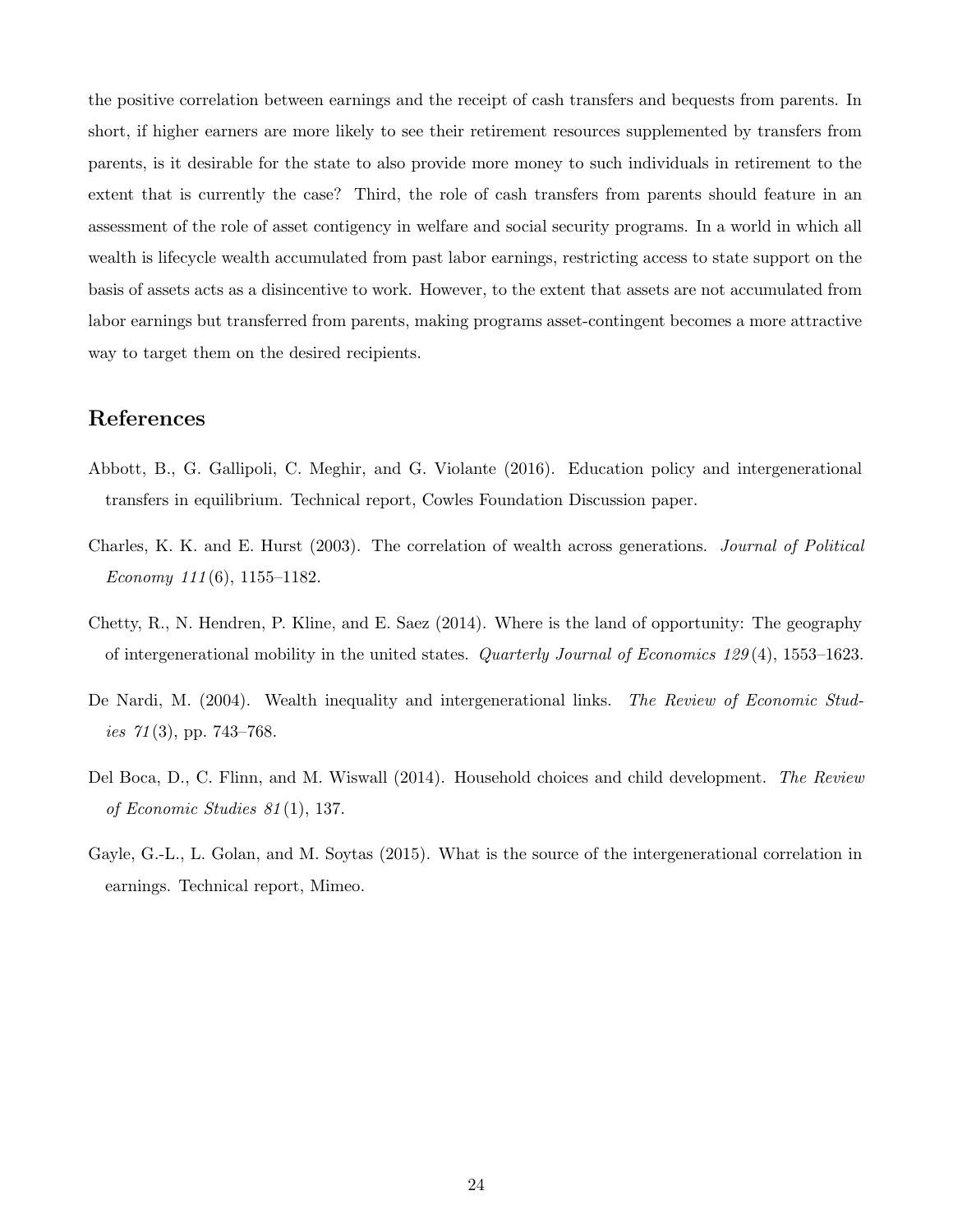the positive correlation between earnings and the receipt of cash transfers and bequests from parents. In short, if higher earners are more likely to see their retirement resources supplemented by transfers from parents, is it desirable for the state to also provide more money to such individuals in retirement to the extent that is currently the case? Third, the role of cash transfers from parents should feature in an assessment of the role of asset contigency in welfare and social security programs. In a world in which all wealth is lifecycle wealth accumulated from past labor earnings, restricting access to state support on the basis of assets acts as a disincentive to work. However, to the extent that assets are not accumulated from labor earnings but transferred from parents, making programs asset-contingent becomes a more attractive way to target them on the desired recipients.

## References

Abbott, B., G. Gallipoli, C. Meghir, and G. Violante (2016). Education policy and intergenerational transfers in equilibrium. Technical report, Cowles Foundation Discussion paper.

Charles, K. K. and E. Hurst (2003). The correlation of wealth across generations. *Journal of Political Economy 111*(6), 1155–1182.

Chetty, R., N. Hendren, P. Kline, and E. Saez (2014). Where is the land of opportunity: The geography of intergenerational mobility in the united states. *Quarterly Journal of Economics 129*(4), 1553–1623.

De Nardi, M. (2004). Wealth inequality and intergenerational links. *The Review of Economic Studies 71*(3), pp. 743–768.

Del Boca, D., C. Flinn, and M. Wiswall (2014). Household choices and child development. *The Review of Economic Studies 81*(1), 137.

Gayle, G.-L., L. Golan, and M. Soytas (2015). What is the source of the intergenerational correlation in earnings. Technical report, Mimeo.